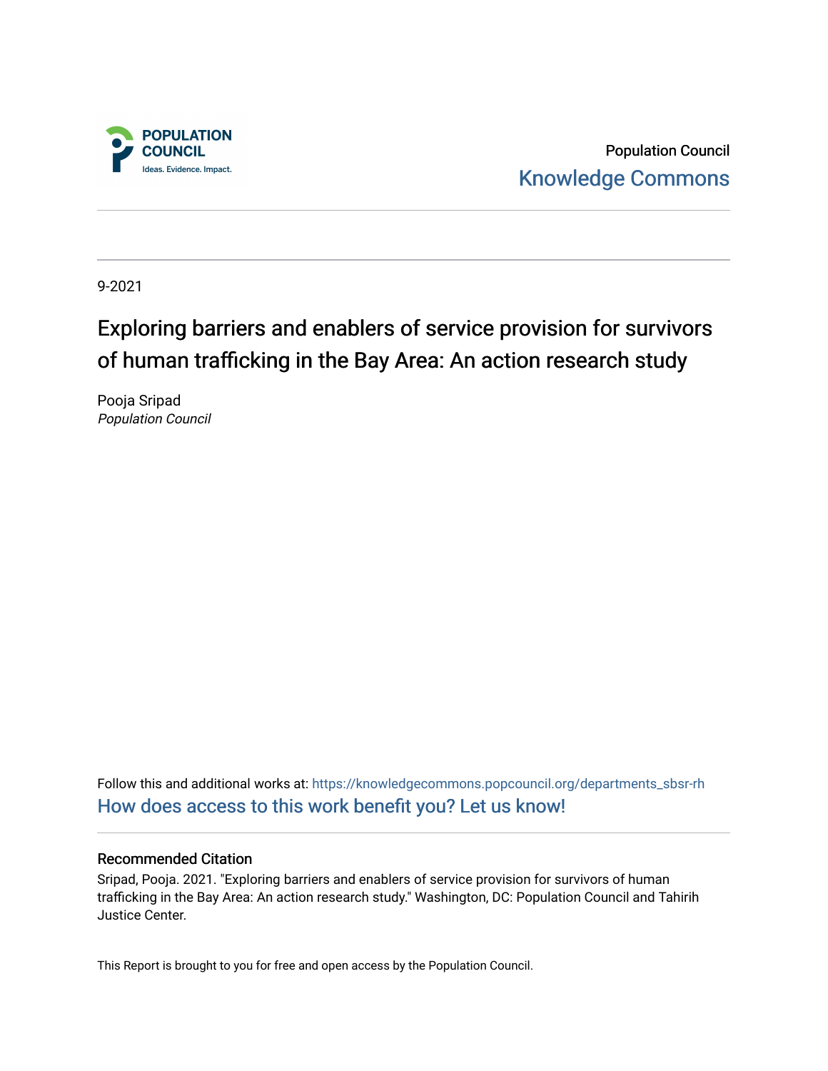Population Council

Knowledge Commons

9-2021

# Exploring barriers and enablers of service provision for survivors of human trafficking in the Bay Area: An action research study

Pooja Sripad

*Population Council*

Follow this and additional works at: https://knowledgecommons.popcouncil.org/departments_sbsr-rh

How does access to this work benefit you? Let us know!

### Recommended Citation

Sripad, Pooja. 2021. "Exploring barriers and enablers of service provision for survivors of human trafficking in the Bay Area: An action research study." Washington, DC: Population Council and Tahirih Justice Center.

This Report is brought to you for free and open access by the Population Council.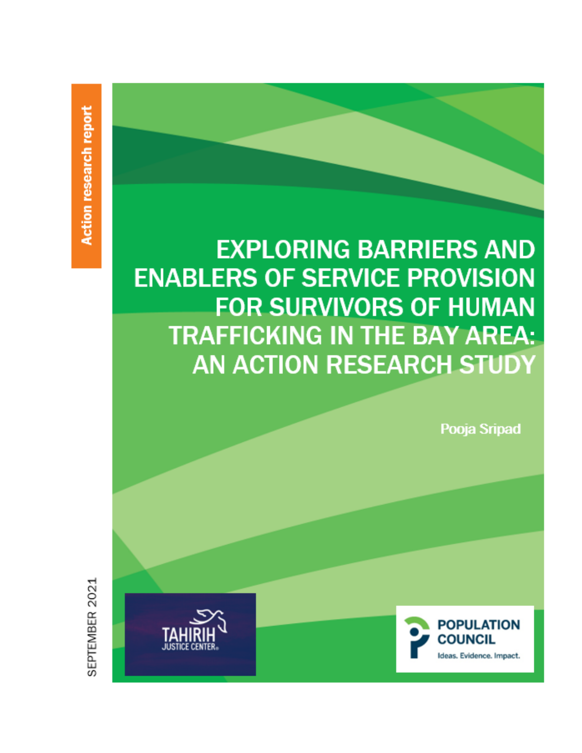Action research report

# EXPLORING BARRIERS AND ENABLERS OF SERVICE PROVISION FOR SURVIVORS OF HUMAN TRAFFICKING IN THE BAY AREA: AN ACTION RESEARCH STUDY

Pooja Sripad

SEPTEMBER 2021

TAHIRIH JUSTICE CENTER

POPULATION COUNCIL

Ideas. Evidence. Impact.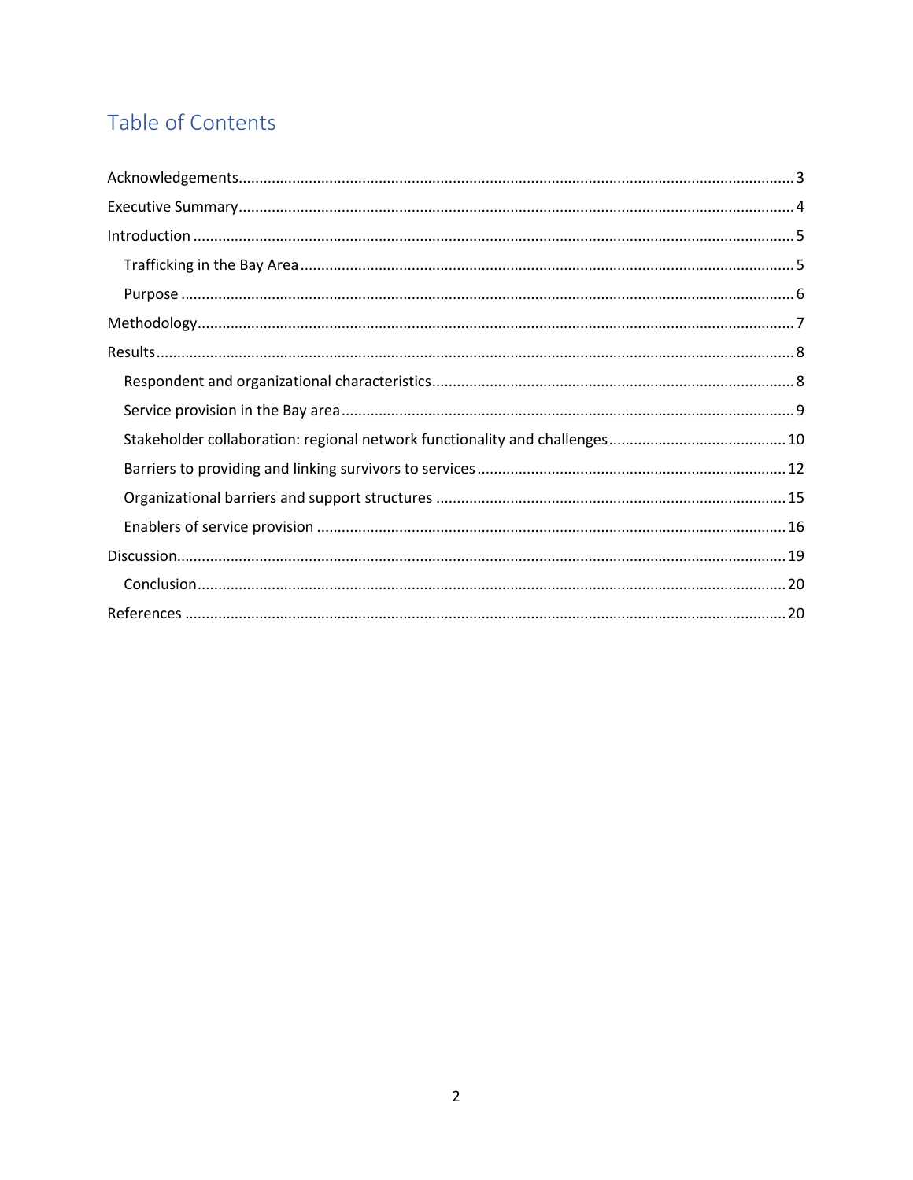# Table of Contents

Acknowledgements ........................................................................................................ 3

Executive Summary ........................................................................................................ 4

Introduction ........................................................................................................ 5

- Trafficking in the Bay Area ........................................................................................................ 5
- Purpose ........................................................................................................ 6

Methodology ........................................................................................................ 7

Results ........................................................................................................ 8

- Respondent and organizational characteristics ........................................................................................................ 8
- Service provision in the Bay area ........................................................................................................ 9
- Stakeholder collaboration: regional network functionality and challenges ........................................................................................................ 10
- Barriers to providing and linking survivors to services ........................................................................................................ 12
- Organizational barriers and support structures ........................................................................................................ 15
- Enablers of service provision ........................................................................................................ 16

Discussion ........................................................................................................ 19

- Conclusion ........................................................................................................ 20

References ........................................................................................................ 20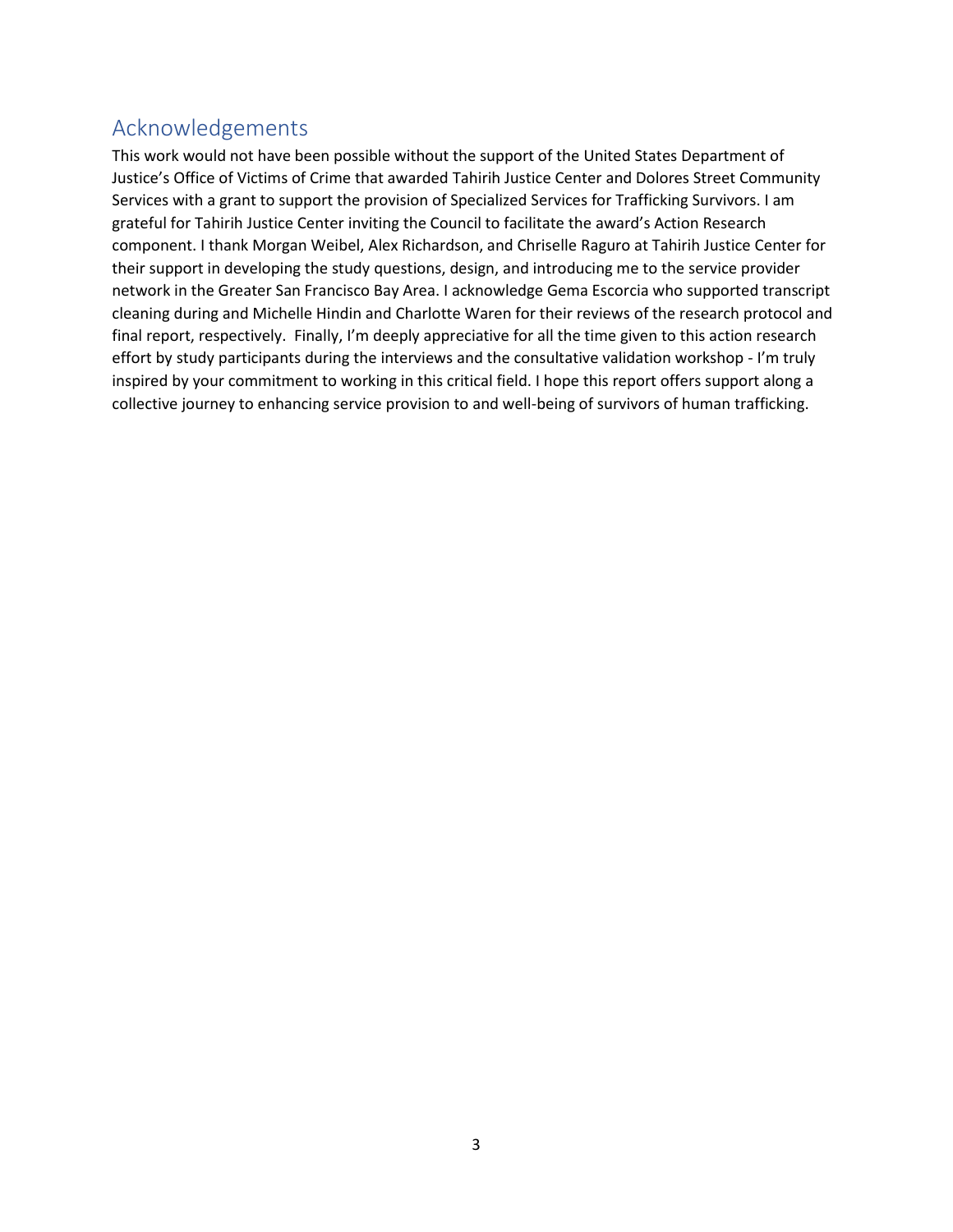## Acknowledgements

This work would not have been possible without the support of the United States Department of Justice's Office of Victims of Crime that awarded Tahirih Justice Center and Dolores Street Community Services with a grant to support the provision of Specialized Services for Trafficking Survivors. I am grateful for Tahirih Justice Center inviting the Council to facilitate the award's Action Research component. I thank Morgan Weibel, Alex Richardson, and Chriselle Raguro at Tahirih Justice Center for their support in developing the study questions, design, and introducing me to the service provider network in the Greater San Francisco Bay Area. I acknowledge Gema Escorcia who supported transcript cleaning during and Michelle Hindin and Charlotte Waren for their reviews of the research protocol and final report, respectively. Finally, I'm deeply appreciative for all the time given to this action research effort by study participants during the interviews and the consultative validation workshop - I'm truly inspired by your commitment to working in this critical field. I hope this report offers support along a collective journey to enhancing service provision to and well-being of survivors of human trafficking.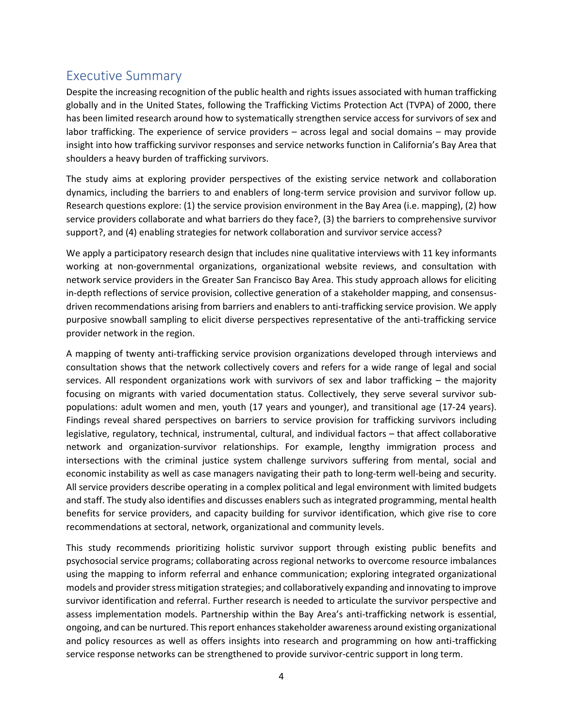## Executive Summary

Despite the increasing recognition of the public health and rights issues associated with human trafficking globally and in the United States, following the Trafficking Victims Protection Act (TVPA) of 2000, there has been limited research around how to systematically strengthen service access for survivors of sex and labor trafficking. The experience of service providers – across legal and social domains – may provide insight into how trafficking survivor responses and service networks function in California's Bay Area that shoulders a heavy burden of trafficking survivors.

The study aims at exploring provider perspectives of the existing service network and collaboration dynamics, including the barriers to and enablers of long-term service provision and survivor follow up. Research questions explore: (1) the service provision environment in the Bay Area (i.e. mapping), (2) how service providers collaborate and what barriers do they face?, (3) the barriers to comprehensive survivor support?, and (4) enabling strategies for network collaboration and survivor service access?

We apply a participatory research design that includes nine qualitative interviews with 11 key informants working at non-governmental organizations, organizational website reviews, and consultation with network service providers in the Greater San Francisco Bay Area. This study approach allows for eliciting in-depth reflections of service provision, collective generation of a stakeholder mapping, and consensus-driven recommendations arising from barriers and enablers to anti-trafficking service provision. We apply purposive snowball sampling to elicit diverse perspectives representative of the anti-trafficking service provider network in the region.

A mapping of twenty anti-trafficking service provision organizations developed through interviews and consultation shows that the network collectively covers and refers for a wide range of legal and social services. All respondent organizations work with survivors of sex and labor trafficking – the majority focusing on migrants with varied documentation status. Collectively, they serve several survivor sub-populations: adult women and men, youth (17 years and younger), and transitional age (17-24 years). Findings reveal shared perspectives on barriers to service provision for trafficking survivors including legislative, regulatory, technical, instrumental, cultural, and individual factors – that affect collaborative network and organization-survivor relationships. For example, lengthy immigration process and intersections with the criminal justice system challenge survivors suffering from mental, social and economic instability as well as case managers navigating their path to long-term well-being and security. All service providers describe operating in a complex political and legal environment with limited budgets and staff. The study also identifies and discusses enablers such as integrated programming, mental health benefits for service providers, and capacity building for survivor identification, which give rise to core recommendations at sectoral, network, organizational and community levels.

This study recommends prioritizing holistic survivor support through existing public benefits and psychosocial service programs; collaborating across regional networks to overcome resource imbalances using the mapping to inform referral and enhance communication; exploring integrated organizational models and provider stress mitigation strategies; and collaboratively expanding and innovating to improve survivor identification and referral. Further research is needed to articulate the survivor perspective and assess implementation models. Partnership within the Bay Area's anti-trafficking network is essential, ongoing, and can be nurtured. This report enhances stakeholder awareness around existing organizational and policy resources as well as offers insights into research and programming on how anti-trafficking service response networks can be strengthened to provide survivor-centric support in long term.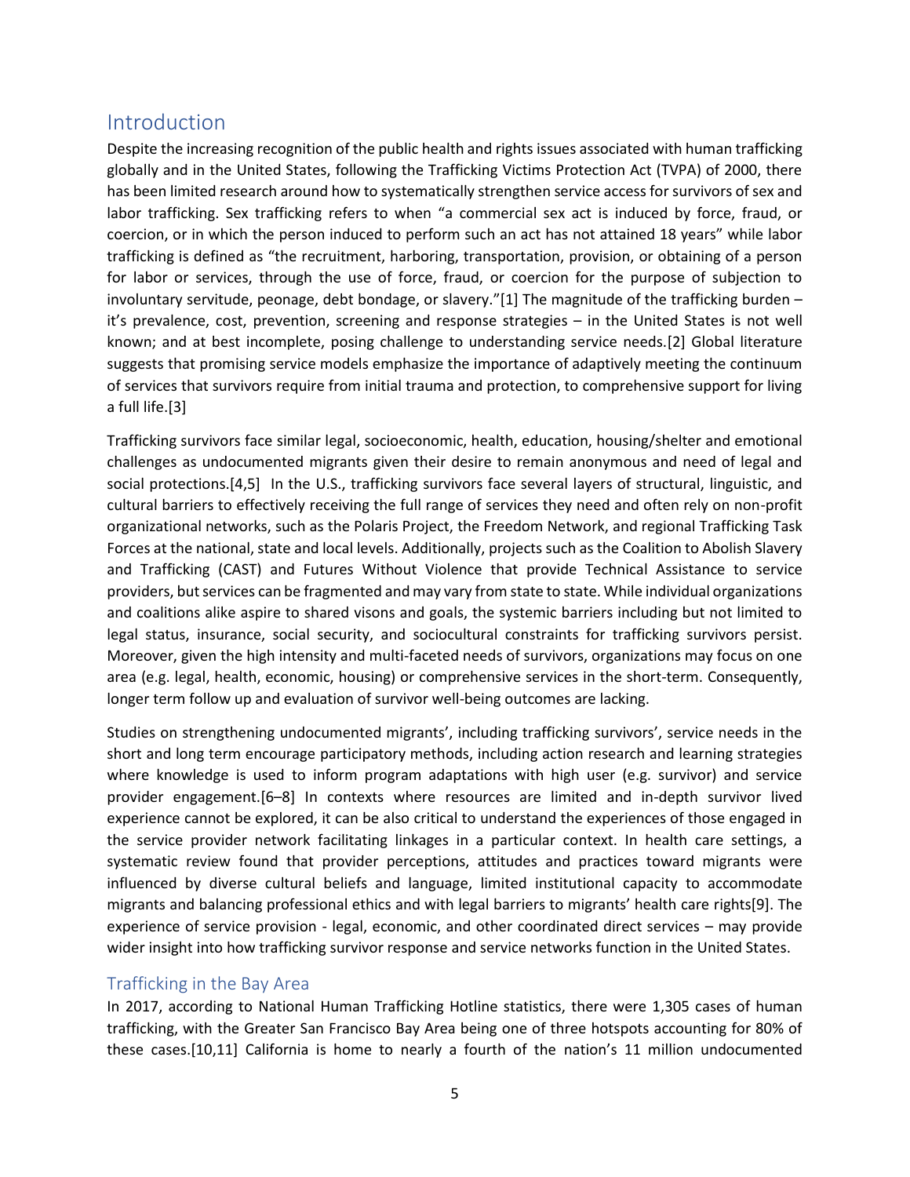## Introduction

Despite the increasing recognition of the public health and rights issues associated with human trafficking globally and in the United States, following the Trafficking Victims Protection Act (TVPA) of 2000, there has been limited research around how to systematically strengthen service access for survivors of sex and labor trafficking. Sex trafficking refers to when "a commercial sex act is induced by force, fraud, or coercion, or in which the person induced to perform such an act has not attained 18 years" while labor trafficking is defined as "the recruitment, harboring, transportation, provision, or obtaining of a person for labor or services, through the use of force, fraud, or coercion for the purpose of subjection to involuntary servitude, peonage, debt bondage, or slavery."[1] The magnitude of the trafficking burden – it's prevalence, cost, prevention, screening and response strategies – in the United States is not well known; and at best incomplete, posing challenge to understanding service needs.[2] Global literature suggests that promising service models emphasize the importance of adaptively meeting the continuum of services that survivors require from initial trauma and protection, to comprehensive support for living a full life.[3]

Trafficking survivors face similar legal, socioeconomic, health, education, housing/shelter and emotional challenges as undocumented migrants given their desire to remain anonymous and need of legal and social protections.[4,5] In the U.S., trafficking survivors face several layers of structural, linguistic, and cultural barriers to effectively receiving the full range of services they need and often rely on non-profit organizational networks, such as the Polaris Project, the Freedom Network, and regional Trafficking Task Forces at the national, state and local levels. Additionally, projects such as the Coalition to Abolish Slavery and Trafficking (CAST) and Futures Without Violence that provide Technical Assistance to service providers, but services can be fragmented and may vary from state to state. While individual organizations and coalitions alike aspire to shared visons and goals, the systemic barriers including but not limited to legal status, insurance, social security, and sociocultural constraints for trafficking survivors persist. Moreover, given the high intensity and multi-faceted needs of survivors, organizations may focus on one area (e.g. legal, health, economic, housing) or comprehensive services in the short-term. Consequently, longer term follow up and evaluation of survivor well-being outcomes are lacking.

Studies on strengthening undocumented migrants', including trafficking survivors', service needs in the short and long term encourage participatory methods, including action research and learning strategies where knowledge is used to inform program adaptations with high user (e.g. survivor) and service provider engagement.[6–8] In contexts where resources are limited and in-depth survivor lived experience cannot be explored, it can be also critical to understand the experiences of those engaged in the service provider network facilitating linkages in a particular context. In health care settings, a systematic review found that provider perceptions, attitudes and practices toward migrants were influenced by diverse cultural beliefs and language, limited institutional capacity to accommodate migrants and balancing professional ethics and with legal barriers to migrants' health care rights[9]. The experience of service provision - legal, economic, and other coordinated direct services – may provide wider insight into how trafficking survivor response and service networks function in the United States.

### Trafficking in the Bay Area

In 2017, according to National Human Trafficking Hotline statistics, there were 1,305 cases of human trafficking, with the Greater San Francisco Bay Area being one of three hotspots accounting for 80% of these cases.[10,11] California is home to nearly a fourth of the nation's 11 million undocumented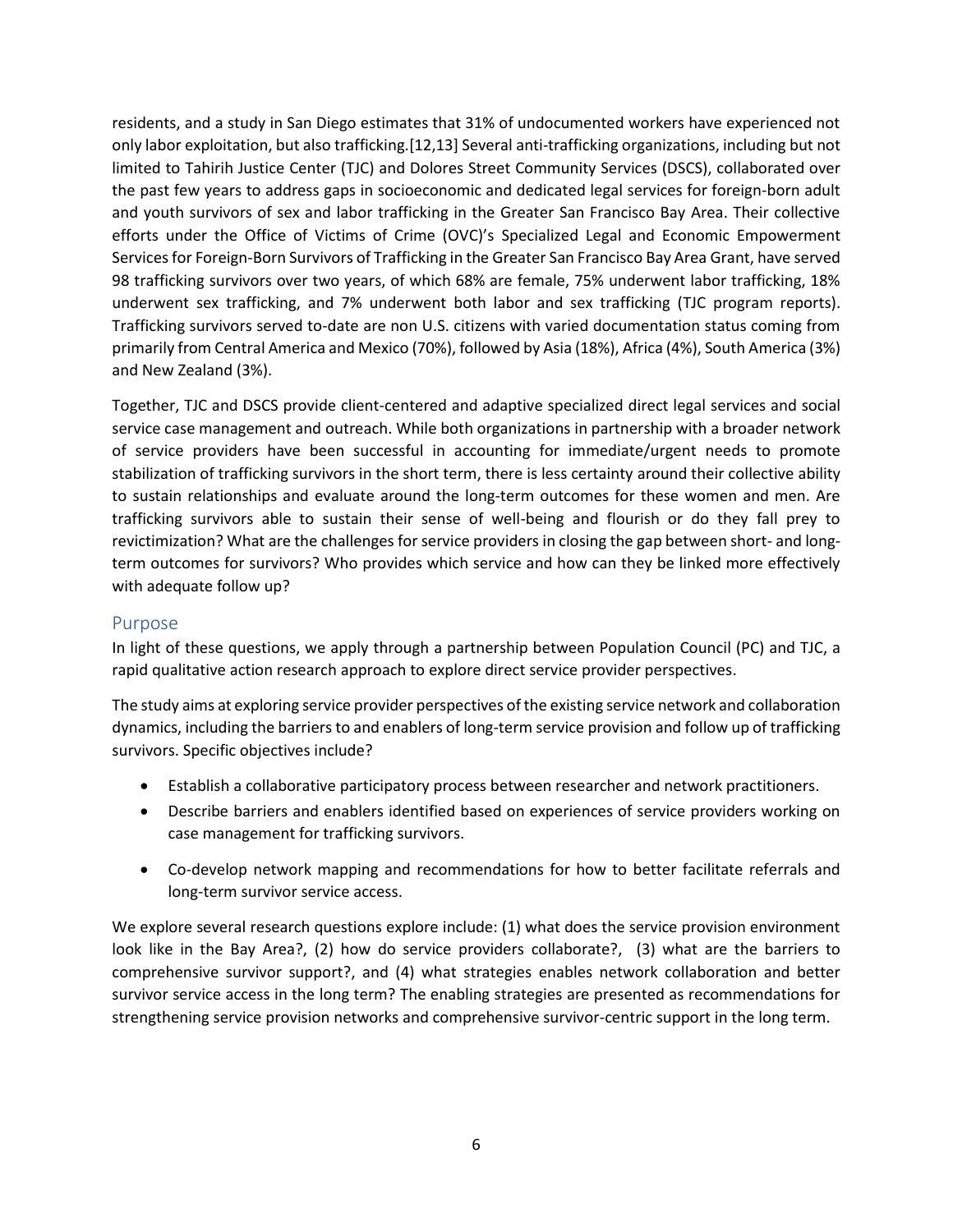residents, and a study in San Diego estimates that 31% of undocumented workers have experienced not only labor exploitation, but also trafficking.[12,13] Several anti-trafficking organizations, including but not limited to Tahirih Justice Center (TJC) and Dolores Street Community Services (DSCS), collaborated over the past few years to address gaps in socioeconomic and dedicated legal services for foreign-born adult and youth survivors of sex and labor trafficking in the Greater San Francisco Bay Area. Their collective efforts under the Office of Victims of Crime (OVC)'s Specialized Legal and Economic Empowerment Services for Foreign-Born Survivors of Trafficking in the Greater San Francisco Bay Area Grant, have served 98 trafficking survivors over two years, of which 68% are female, 75% underwent labor trafficking, 18% underwent sex trafficking, and 7% underwent both labor and sex trafficking (TJC program reports). Trafficking survivors served to-date are non U.S. citizens with varied documentation status coming from primarily from Central America and Mexico (70%), followed by Asia (18%), Africa (4%), South America (3%) and New Zealand (3%).

Together, TJC and DSCS provide client-centered and adaptive specialized direct legal services and social service case management and outreach. While both organizations in partnership with a broader network of service providers have been successful in accounting for immediate/urgent needs to promote stabilization of trafficking survivors in the short term, there is less certainty around their collective ability to sustain relationships and evaluate around the long-term outcomes for these women and men. Are trafficking survivors able to sustain their sense of well-being and flourish or do they fall prey to revictimization? What are the challenges for service providers in closing the gap between short- and long-term outcomes for survivors? Who provides which service and how can they be linked more effectively with adequate follow up?

## Purpose

In light of these questions, we apply through a partnership between Population Council (PC) and TJC, a rapid qualitative action research approach to explore direct service provider perspectives.

The study aims at exploring service provider perspectives of the existing service network and collaboration dynamics, including the barriers to and enablers of long-term service provision and follow up of trafficking survivors. Specific objectives include?

- Establish a collaborative participatory process between researcher and network practitioners.
- Describe barriers and enablers identified based on experiences of service providers working on case management for trafficking survivors.
- Co-develop network mapping and recommendations for how to better facilitate referrals and long-term survivor service access.

We explore several research questions explore include: (1) what does the service provision environment look like in the Bay Area?, (2) how do service providers collaborate?, (3) what are the barriers to comprehensive survivor support?, and (4) what strategies enables network collaboration and better survivor service access in the long term? The enabling strategies are presented as recommendations for strengthening service provision networks and comprehensive survivor-centric support in the long term.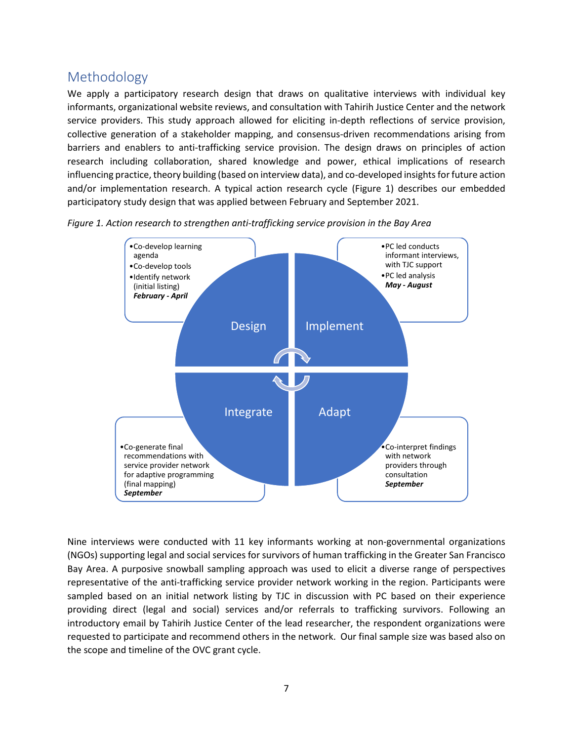## Methodology

We apply a participatory research design that draws on qualitative interviews with individual key informants, organizational website reviews, and consultation with Tahirih Justice Center and the network service providers. This study approach allowed for eliciting in-depth reflections of service provision, collective generation of a stakeholder mapping, and consensus-driven recommendations arising from barriers and enablers to anti-trafficking service provision. The design draws on principles of action research including collaboration, shared knowledge and power, ethical implications of research influencing practice, theory building (based on interview data), and co-developed insights for future action and/or implementation research. A typical action research cycle (Figure 1) describes our embedded participatory study design that was applied between February and September 2021.

*Figure 1. Action research to strengthen anti-trafficking service provision in the Bay Area*

**Design**
- Co-develop learning agenda
- Co-develop tools
- Identify network (initial listing)

***February - April***

**Implement**
- PC led conducts informant interviews, with TJC support
- PC led analysis

***May - August***

**Adapt**
- Co-interpret findings with network providers through consultation

***September***

**Integrate**
- Co-generate final recommendations with service provider network for adaptive programming (final mapping)

***September***

Nine interviews were conducted with 11 key informants working at non-governmental organizations (NGOs) supporting legal and social services for survivors of human trafficking in the Greater San Francisco Bay Area. A purposive snowball sampling approach was used to elicit a diverse range of perspectives representative of the anti-trafficking service provider network working in the region. Participants were sampled based on an initial network listing by TJC in discussion with PC based on their experience providing direct (legal and social) services and/or referrals to trafficking survivors. Following an introductory email by Tahirih Justice Center of the lead researcher, the respondent organizations were requested to participate and recommend others in the network. Our final sample size was based also on the scope and timeline of the OVC grant cycle.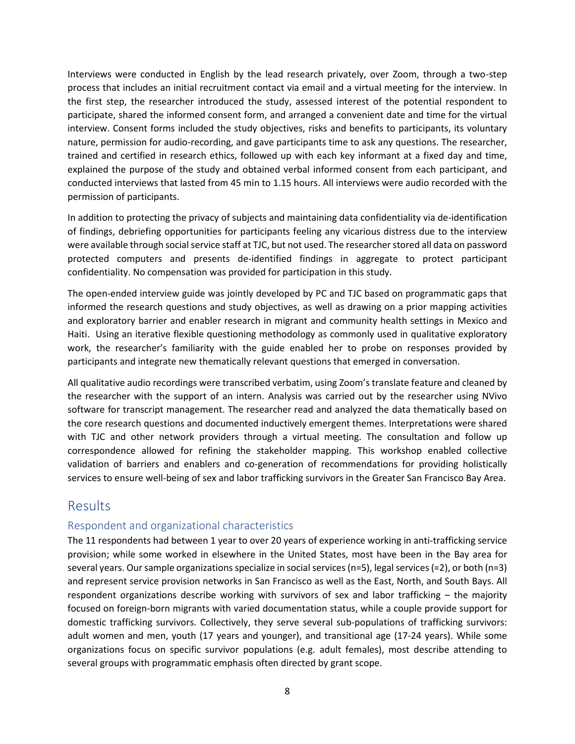Interviews were conducted in English by the lead research privately, over Zoom, through a two-step process that includes an initial recruitment contact via email and a virtual meeting for the interview. In the first step, the researcher introduced the study, assessed interest of the potential respondent to participate, shared the informed consent form, and arranged a convenient date and time for the virtual interview. Consent forms included the study objectives, risks and benefits to participants, its voluntary nature, permission for audio-recording, and gave participants time to ask any questions. The researcher, trained and certified in research ethics, followed up with each key informant at a fixed day and time, explained the purpose of the study and obtained verbal informed consent from each participant, and conducted interviews that lasted from 45 min to 1.15 hours. All interviews were audio recorded with the permission of participants.

In addition to protecting the privacy of subjects and maintaining data confidentiality via de-identification of findings, debriefing opportunities for participants feeling any vicarious distress due to the interview were available through social service staff at TJC, but not used. The researcher stored all data on password protected computers and presents de-identified findings in aggregate to protect participant confidentiality. No compensation was provided for participation in this study.

The open-ended interview guide was jointly developed by PC and TJC based on programmatic gaps that informed the research questions and study objectives, as well as drawing on a prior mapping activities and exploratory barrier and enabler research in migrant and community health settings in Mexico and Haiti. Using an iterative flexible questioning methodology as commonly used in qualitative exploratory work, the researcher's familiarity with the guide enabled her to probe on responses provided by participants and integrate new thematically relevant questions that emerged in conversation.

All qualitative audio recordings were transcribed verbatim, using Zoom's translate feature and cleaned by the researcher with the support of an intern. Analysis was carried out by the researcher using NVivo software for transcript management. The researcher read and analyzed the data thematically based on the core research questions and documented inductively emergent themes. Interpretations were shared with TJC and other network providers through a virtual meeting. The consultation and follow up correspondence allowed for refining the stakeholder mapping. This workshop enabled collective validation of barriers and enablers and co-generation of recommendations for providing holistically services to ensure well-being of sex and labor trafficking survivors in the Greater San Francisco Bay Area.

# Results

## Respondent and organizational characteristics

The 11 respondents had between 1 year to over 20 years of experience working in anti-trafficking service provision; while some worked in elsewhere in the United States, most have been in the Bay area for several years. Our sample organizations specialize in social services (n=5), legal services (=2), or both (n=3) and represent service provision networks in San Francisco as well as the East, North, and South Bays. All respondent organizations describe working with survivors of sex and labor trafficking – the majority focused on foreign-born migrants with varied documentation status, while a couple provide support for domestic trafficking survivors. Collectively, they serve several sub-populations of trafficking survivors: adult women and men, youth (17 years and younger), and transitional age (17-24 years). While some organizations focus on specific survivor populations (e.g. adult females), most describe attending to several groups with programmatic emphasis often directed by grant scope.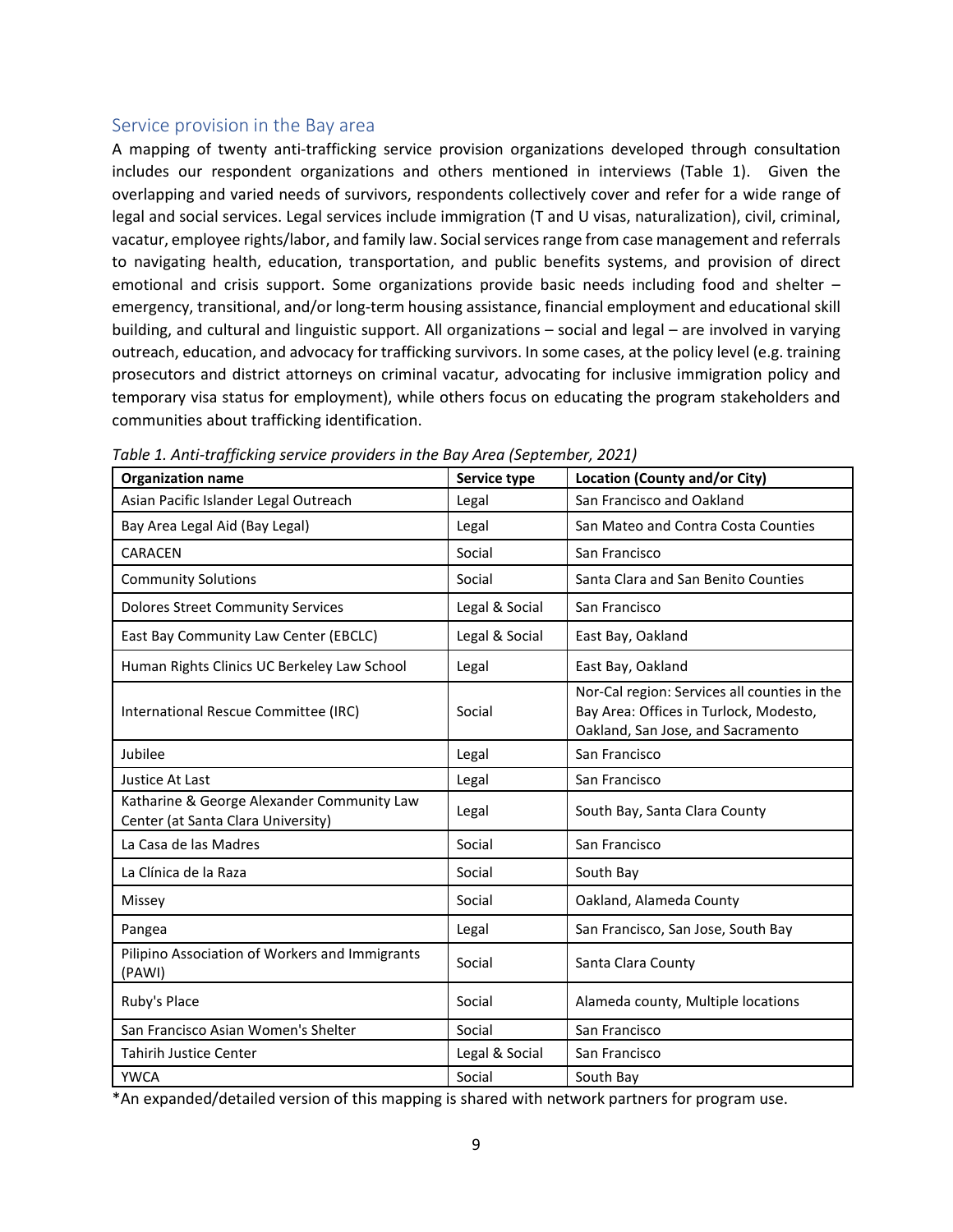## Service provision in the Bay area

A mapping of twenty anti-trafficking service provision organizations developed through consultation includes our respondent organizations and others mentioned in interviews (Table 1). Given the overlapping and varied needs of survivors, respondents collectively cover and refer for a wide range of legal and social services. Legal services include immigration (T and U visas, naturalization), civil, criminal, vacatur, employee rights/labor, and family law. Social services range from case management and referrals to navigating health, education, transportation, and public benefits systems, and provision of direct emotional and crisis support. Some organizations provide basic needs including food and shelter – emergency, transitional, and/or long-term housing assistance, financial employment and educational skill building, and cultural and linguistic support. All organizations – social and legal – are involved in varying outreach, education, and advocacy for trafficking survivors. In some cases, at the policy level (e.g. training prosecutors and district attorneys on criminal vacatur, advocating for inclusive immigration policy and temporary visa status for employment), while others focus on educating the program stakeholders and communities about trafficking identification.

*Table 1. Anti-trafficking service providers in the Bay Area (September, 2021)*

| Organization name | Service type | Location (County and/or City) |
|---|---|---|
| Asian Pacific Islander Legal Outreach | Legal | San Francisco and Oakland |
| Bay Area Legal Aid (Bay Legal) | Legal | San Mateo and Contra Costa Counties |
| CARACEN | Social | San Francisco |
| Community Solutions | Social | Santa Clara and San Benito Counties |
| Dolores Street Community Services | Legal & Social | San Francisco |
| East Bay Community Law Center (EBCLC) | Legal & Social | East Bay, Oakland |
| Human Rights Clinics UC Berkeley Law School | Legal | East Bay, Oakland |
| International Rescue Committee (IRC) | Social | Nor-Cal region: Services all counties in the Bay Area: Offices in Turlock, Modesto, Oakland, San Jose, and Sacramento |
| Jubilee | Legal | San Francisco |
| Justice At Last | Legal | San Francisco |
| Katharine & George Alexander Community Law Center (at Santa Clara University) | Legal | South Bay, Santa Clara County |
| La Casa de las Madres | Social | San Francisco |
| La Clínica de la Raza | Social | South Bay |
| Missey | Social | Oakland, Alameda County |
| Pangea | Legal | San Francisco, San Jose, South Bay |
| Pilipino Association of Workers and Immigrants (PAWI) | Social | Santa Clara County |
| Ruby's Place | Social | Alameda county, Multiple locations |
| San Francisco Asian Women's Shelter | Social | San Francisco |
| Tahirih Justice Center | Legal & Social | San Francisco |
| YWCA | Social | South Bay |

*An expanded/detailed version of this mapping is shared with network partners for program use.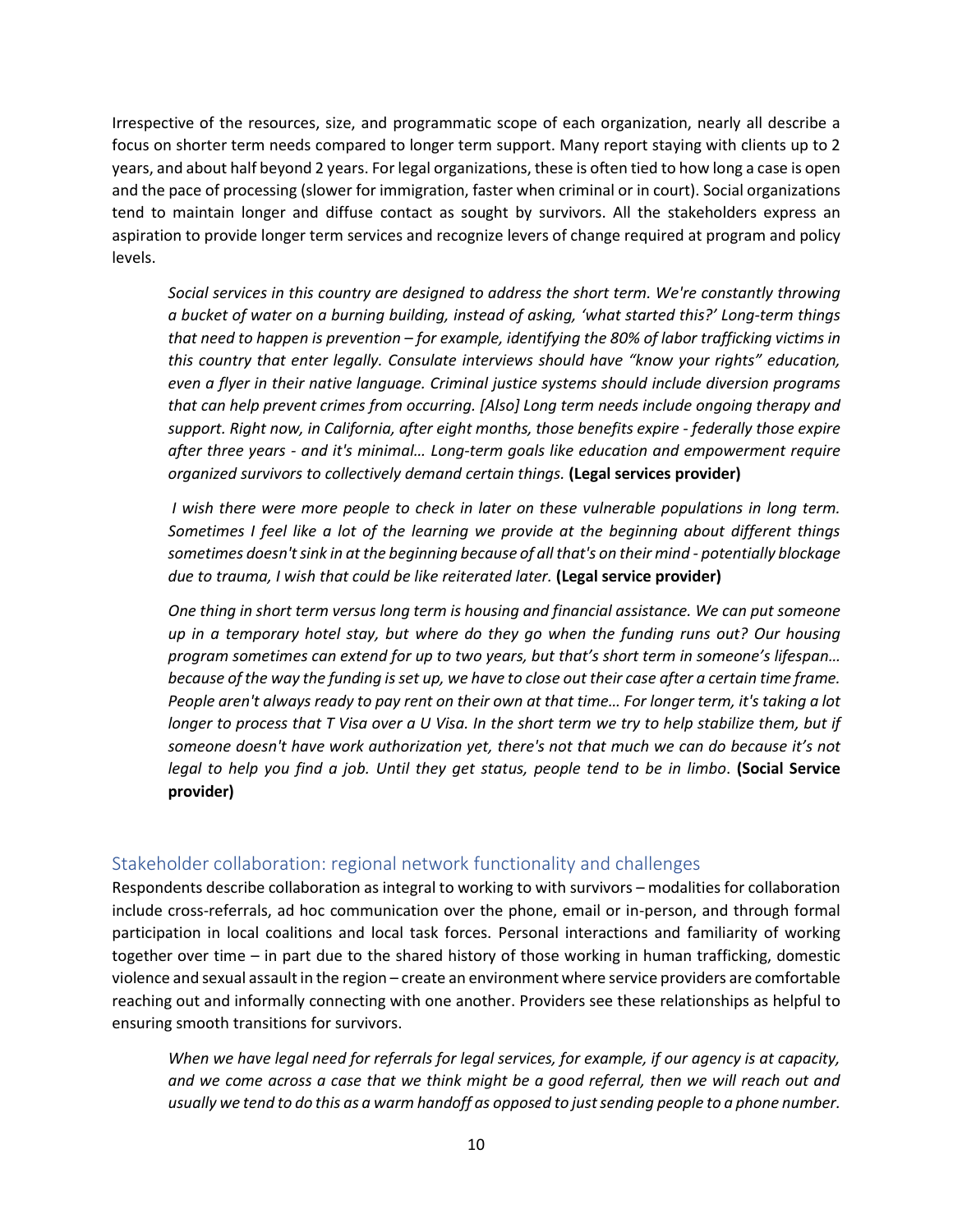Irrespective of the resources, size, and programmatic scope of each organization, nearly all describe a focus on shorter term needs compared to longer term support. Many report staying with clients up to 2 years, and about half beyond 2 years. For legal organizations, these is often tied to how long a case is open and the pace of processing (slower for immigration, faster when criminal or in court). Social organizations tend to maintain longer and diffuse contact as sought by survivors. All the stakeholders express an aspiration to provide longer term services and recognize levers of change required at program and policy levels.

> *Social services in this country are designed to address the short term. We're constantly throwing a bucket of water on a burning building, instead of asking, 'what started this?' Long-term things that need to happen is prevention – for example, identifying the 80% of labor trafficking victims in this country that enter legally. Consulate interviews should have "know your rights" education, even a flyer in their native language. Criminal justice systems should include diversion programs that can help prevent crimes from occurring. [Also] Long term needs include ongoing therapy and support. Right now, in California, after eight months, those benefits expire - federally those expire after three years - and it's minimal… Long-term goals like education and empowerment require organized survivors to collectively demand certain things.* **(Legal services provider)**

> *I wish there were more people to check in later on these vulnerable populations in long term. Sometimes I feel like a lot of the learning we provide at the beginning about different things sometimes doesn't sink in at the beginning because of all that's on their mind - potentially blockage due to trauma, I wish that could be like reiterated later.* **(Legal service provider)**

> *One thing in short term versus long term is housing and financial assistance. We can put someone up in a temporary hotel stay, but where do they go when the funding runs out? Our housing program sometimes can extend for up to two years, but that's short term in someone's lifespan… because of the way the funding is set up, we have to close out their case after a certain time frame. People aren't always ready to pay rent on their own at that time… For longer term, it's taking a lot longer to process that T Visa over a U Visa. In the short term we try to help stabilize them, but if someone doesn't have work authorization yet, there's not that much we can do because it's not legal to help you find a job. Until they get status, people tend to be in limbo*. **(Social Service provider)**

## Stakeholder collaboration: regional network functionality and challenges

Respondents describe collaboration as integral to working to with survivors – modalities for collaboration include cross-referrals, ad hoc communication over the phone, email or in-person, and through formal participation in local coalitions and local task forces. Personal interactions and familiarity of working together over time – in part due to the shared history of those working in human trafficking, domestic violence and sexual assault in the region – create an environment where service providers are comfortable reaching out and informally connecting with one another. Providers see these relationships as helpful to ensuring smooth transitions for survivors.

> *When we have legal need for referrals for legal services, for example, if our agency is at capacity, and we come across a case that we think might be a good referral, then we will reach out and usually we tend to do this as a warm handoff as opposed to just sending people to a phone number.*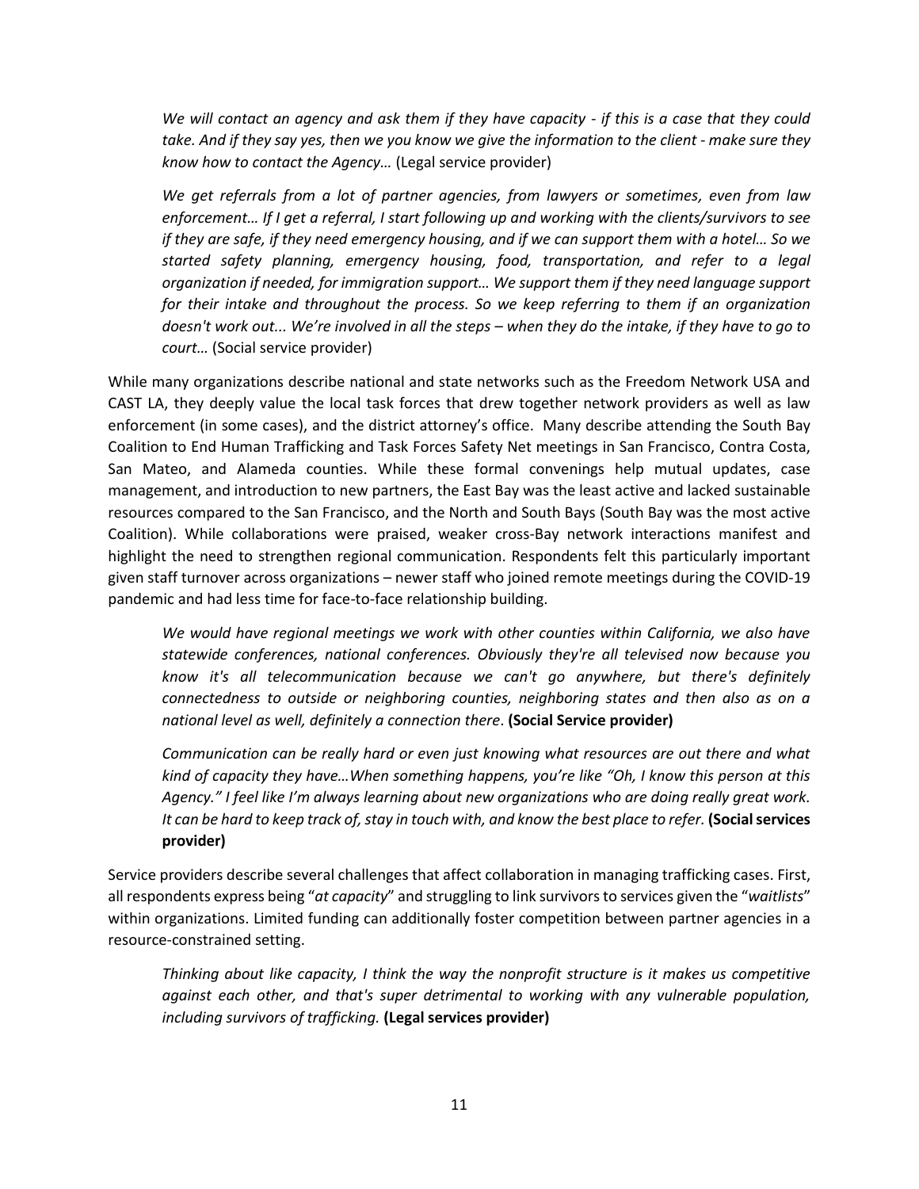*We will contact an agency and ask them if they have capacity - if this is a case that they could take. And if they say yes, then we you know we give the information to the client - make sure they know how to contact the Agency…* (Legal service provider)

*We get referrals from a lot of partner agencies, from lawyers or sometimes, even from law enforcement… If I get a referral, I start following up and working with the clients/survivors to see if they are safe, if they need emergency housing, and if we can support them with a hotel… So we started safety planning, emergency housing, food, transportation, and refer to a legal organization if needed, for immigration support… We support them if they need language support for their intake and throughout the process. So we keep referring to them if an organization doesn't work out... We're involved in all the steps – when they do the intake, if they have to go to court…* (Social service provider)

While many organizations describe national and state networks such as the Freedom Network USA and CAST LA, they deeply value the local task forces that drew together network providers as well as law enforcement (in some cases), and the district attorney's office. Many describe attending the South Bay Coalition to End Human Trafficking and Task Forces Safety Net meetings in San Francisco, Contra Costa, San Mateo, and Alameda counties. While these formal convenings help mutual updates, case management, and introduction to new partners, the East Bay was the least active and lacked sustainable resources compared to the San Francisco, and the North and South Bays (South Bay was the most active Coalition). While collaborations were praised, weaker cross-Bay network interactions manifest and highlight the need to strengthen regional communication. Respondents felt this particularly important given staff turnover across organizations – newer staff who joined remote meetings during the COVID-19 pandemic and had less time for face-to-face relationship building.

*We would have regional meetings we work with other counties within California, we also have statewide conferences, national conferences. Obviously they're all televised now because you know it's all telecommunication because we can't go anywhere, but there's definitely connectedness to outside or neighboring counties, neighboring states and then also as on a national level as well, definitely a connection there*. **(Social Service provider)**

*Communication can be really hard or even just knowing what resources are out there and what kind of capacity they have…When something happens, you're like "Oh, I know this person at this Agency." I feel like I'm always learning about new organizations who are doing really great work. It can be hard to keep track of, stay in touch with, and know the best place to refer.* **(Social services provider)**

Service providers describe several challenges that affect collaboration in managing trafficking cases. First, all respondents express being "*at capacity*" and struggling to link survivors to services given the "*waitlists*" within organizations. Limited funding can additionally foster competition between partner agencies in a resource-constrained setting.

*Thinking about like capacity, I think the way the nonprofit structure is it makes us competitive against each other, and that's super detrimental to working with any vulnerable population, including survivors of trafficking.* **(Legal services provider)**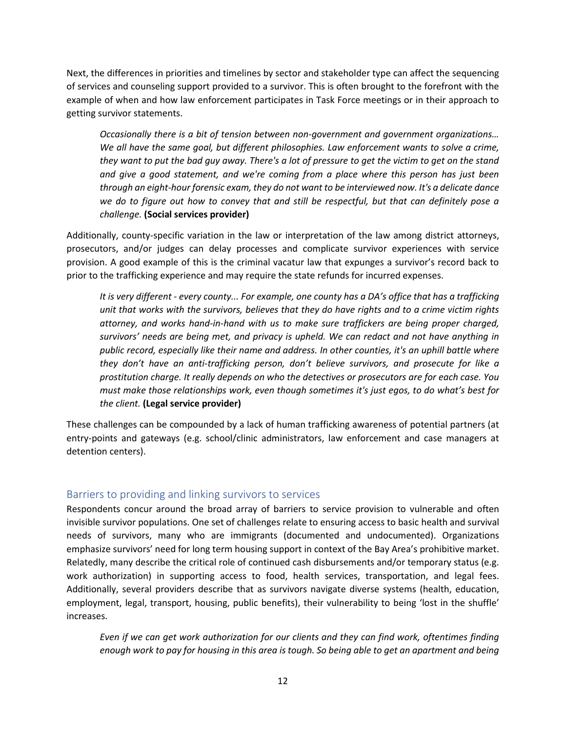Next, the differences in priorities and timelines by sector and stakeholder type can affect the sequencing of services and counseling support provided to a survivor. This is often brought to the forefront with the example of when and how law enforcement participates in Task Force meetings or in their approach to getting survivor statements.

> *Occasionally there is a bit of tension between non-government and government organizations… We all have the same goal, but different philosophies. Law enforcement wants to solve a crime, they want to put the bad guy away. There's a lot of pressure to get the victim to get on the stand and give a good statement, and we're coming from a place where this person has just been through an eight-hour forensic exam, they do not want to be interviewed now. It's a delicate dance we do to figure out how to convey that and still be respectful, but that can definitely pose a challenge.* **(Social services provider)**

Additionally, county-specific variation in the law or interpretation of the law among district attorneys, prosecutors, and/or judges can delay processes and complicate survivor experiences with service provision. A good example of this is the criminal vacatur law that expunges a survivor's record back to prior to the trafficking experience and may require the state refunds for incurred expenses.

> *It is very different - every county... For example, one county has a DA's office that has a trafficking unit that works with the survivors, believes that they do have rights and to a crime victim rights attorney, and works hand-in-hand with us to make sure traffickers are being proper charged, survivors' needs are being met, and privacy is upheld. We can redact and not have anything in public record, especially like their name and address. In other counties, it's an uphill battle where they don't have an anti-trafficking person, don't believe survivors, and prosecute for like a prostitution charge. It really depends on who the detectives or prosecutors are for each case. You must make those relationships work, even though sometimes it's just egos, to do what's best for the client.* **(Legal service provider)**

These challenges can be compounded by a lack of human trafficking awareness of potential partners (at entry-points and gateways (e.g. school/clinic administrators, law enforcement and case managers at detention centers).

## Barriers to providing and linking survivors to services

Respondents concur around the broad array of barriers to service provision to vulnerable and often invisible survivor populations. One set of challenges relate to ensuring access to basic health and survival needs of survivors, many who are immigrants (documented and undocumented). Organizations emphasize survivors' need for long term housing support in context of the Bay Area's prohibitive market. Relatedly, many describe the critical role of continued cash disbursements and/or temporary status (e.g. work authorization) in supporting access to food, health services, transportation, and legal fees. Additionally, several providers describe that as survivors navigate diverse systems (health, education, employment, legal, transport, housing, public benefits), their vulnerability to being 'lost in the shuffle' increases.

> *Even if we can get work authorization for our clients and they can find work, oftentimes finding enough work to pay for housing in this area is tough. So being able to get an apartment and being*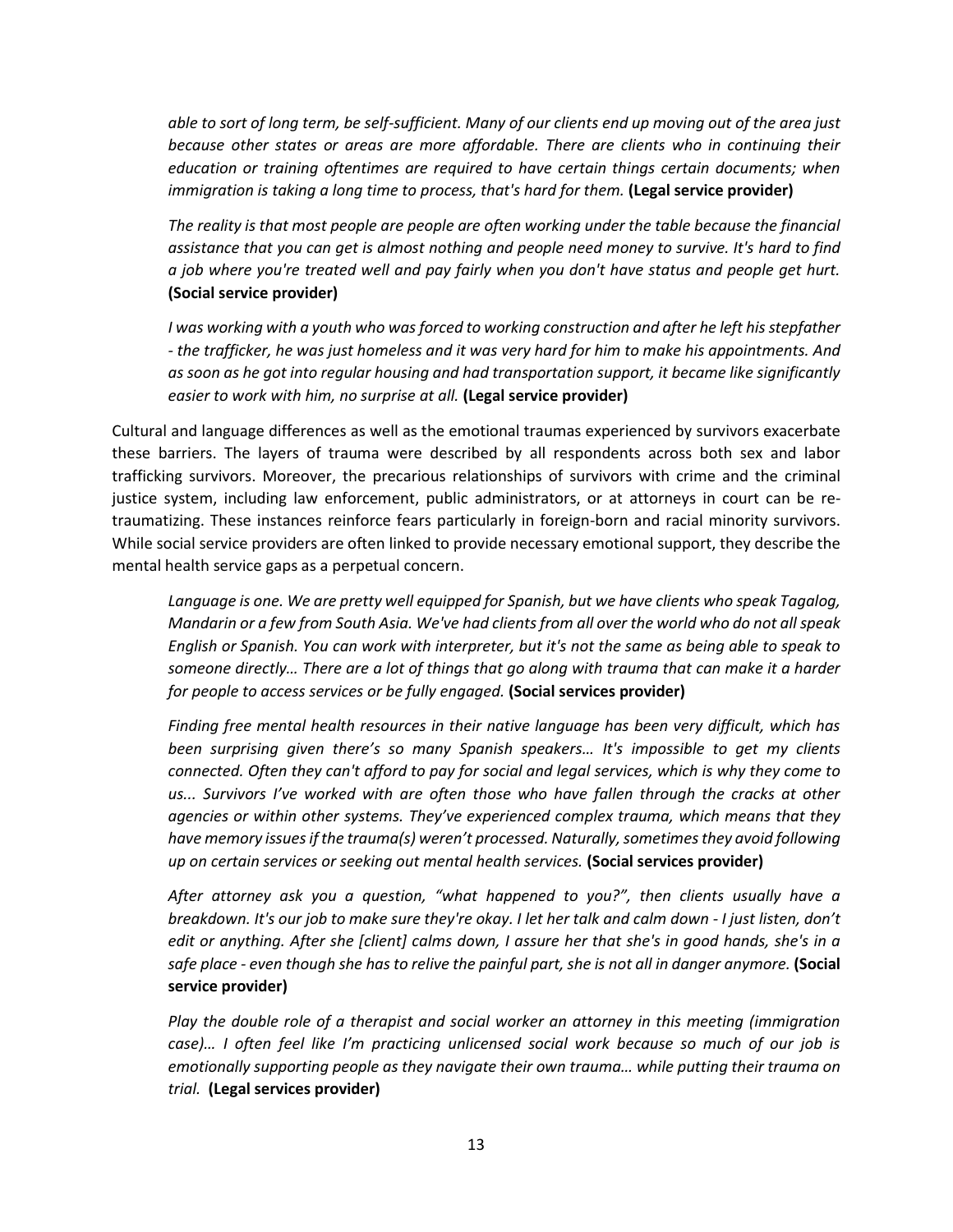*able to sort of long term, be self-sufficient. Many of our clients end up moving out of the area just because other states or areas are more affordable. There are clients who in continuing their education or training oftentimes are required to have certain things certain documents; when immigration is taking a long time to process, that's hard for them.* **(Legal service provider)**

*The reality is that most people are people are often working under the table because the financial assistance that you can get is almost nothing and people need money to survive. It's hard to find a job where you're treated well and pay fairly when you don't have status and people get hurt.* **(Social service provider)**

*I was working with a youth who was forced to working construction and after he left his stepfather - the trafficker, he was just homeless and it was very hard for him to make his appointments. And as soon as he got into regular housing and had transportation support, it became like significantly easier to work with him, no surprise at all.* **(Legal service provider)**

Cultural and language differences as well as the emotional traumas experienced by survivors exacerbate these barriers. The layers of trauma were described by all respondents across both sex and labor trafficking survivors. Moreover, the precarious relationships of survivors with crime and the criminal justice system, including law enforcement, public administrators, or at attorneys in court can be re-traumatizing. These instances reinforce fears particularly in foreign-born and racial minority survivors. While social service providers are often linked to provide necessary emotional support, they describe the mental health service gaps as a perpetual concern.

*Language is one. We are pretty well equipped for Spanish, but we have clients who speak Tagalog, Mandarin or a few from South Asia. We've had clients from all over the world who do not all speak English or Spanish. You can work with interpreter, but it's not the same as being able to speak to someone directly… There are a lot of things that go along with trauma that can make it a harder for people to access services or be fully engaged.* **(Social services provider)**

*Finding free mental health resources in their native language has been very difficult, which has been surprising given there's so many Spanish speakers… It's impossible to get my clients connected. Often they can't afford to pay for social and legal services, which is why they come to us... Survivors I've worked with are often those who have fallen through the cracks at other agencies or within other systems. They've experienced complex trauma, which means that they have memory issues if the trauma(s) weren't processed. Naturally, sometimes they avoid following up on certain services or seeking out mental health services.* **(Social services provider)**

*After attorney ask you a question, "what happened to you?", then clients usually have a breakdown. It's our job to make sure they're okay. I let her talk and calm down - I just listen, don't edit or anything. After she [client] calms down, I assure her that she's in good hands, she's in a safe place - even though she has to relive the painful part, she is not all in danger anymore.* **(Social service provider)**

*Play the double role of a therapist and social worker an attorney in this meeting (immigration case)… I often feel like I'm practicing unlicensed social work because so much of our job is emotionally supporting people as they navigate their own trauma… while putting their trauma on trial.* **(Legal services provider)**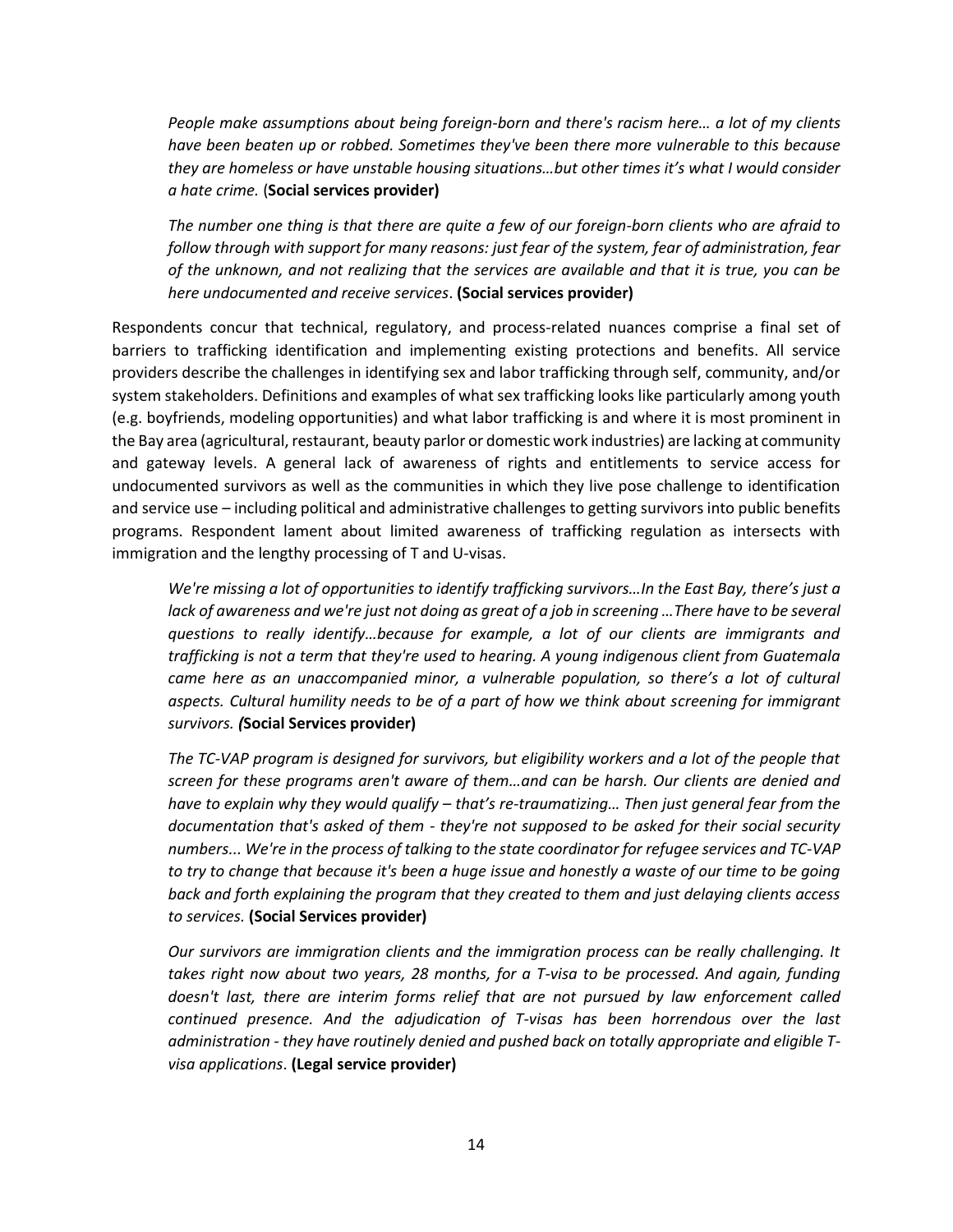*People make assumptions about being foreign-born and there's racism here… a lot of my clients have been beaten up or robbed. Sometimes they've been there more vulnerable to this because they are homeless or have unstable housing situations…but other times it's what I would consider a hate crime.* (**Social services provider)**

*The number one thing is that there are quite a few of our foreign-born clients who are afraid to follow through with support for many reasons: just fear of the system, fear of administration, fear of the unknown, and not realizing that the services are available and that it is true, you can be here undocumented and receive services*. **(Social services provider)**

Respondents concur that technical, regulatory, and process-related nuances comprise a final set of barriers to trafficking identification and implementing existing protections and benefits. All service providers describe the challenges in identifying sex and labor trafficking through self, community, and/or system stakeholders. Definitions and examples of what sex trafficking looks like particularly among youth (e.g. boyfriends, modeling opportunities) and what labor trafficking is and where it is most prominent in the Bay area (agricultural, restaurant, beauty parlor or domestic work industries) are lacking at community and gateway levels. A general lack of awareness of rights and entitlements to service access for undocumented survivors as well as the communities in which they live pose challenge to identification and service use – including political and administrative challenges to getting survivors into public benefits programs. Respondent lament about limited awareness of trafficking regulation as intersects with immigration and the lengthy processing of T and U-visas.

*We're missing a lot of opportunities to identify trafficking survivors…In the East Bay, there's just a lack of awareness and we're just not doing as great of a job in screening …There have to be several questions to really identify…because for example, a lot of our clients are immigrants and trafficking is not a term that they're used to hearing. A young indigenous client from Guatemala came here as an unaccompanied minor, a vulnerable population, so there's a lot of cultural aspects. Cultural humility needs to be of a part of how we think about screening for immigrant survivors. (***Social Services provider)**

*The TC-VAP program is designed for survivors, but eligibility workers and a lot of the people that screen for these programs aren't aware of them…and can be harsh. Our clients are denied and have to explain why they would qualify – that's re-traumatizing… Then just general fear from the documentation that's asked of them - they're not supposed to be asked for their social security numbers... We're in the process of talking to the state coordinator for refugee services and TC-VAP to try to change that because it's been a huge issue and honestly a waste of our time to be going back and forth explaining the program that they created to them and just delaying clients access to services.* **(Social Services provider)**

*Our survivors are immigration clients and the immigration process can be really challenging. It takes right now about two years, 28 months, for a T-visa to be processed. And again, funding doesn't last, there are interim forms relief that are not pursued by law enforcement called continued presence. And the adjudication of T-visas has been horrendous over the last administration - they have routinely denied and pushed back on totally appropriate and eligible T-visa applications*. **(Legal service provider)**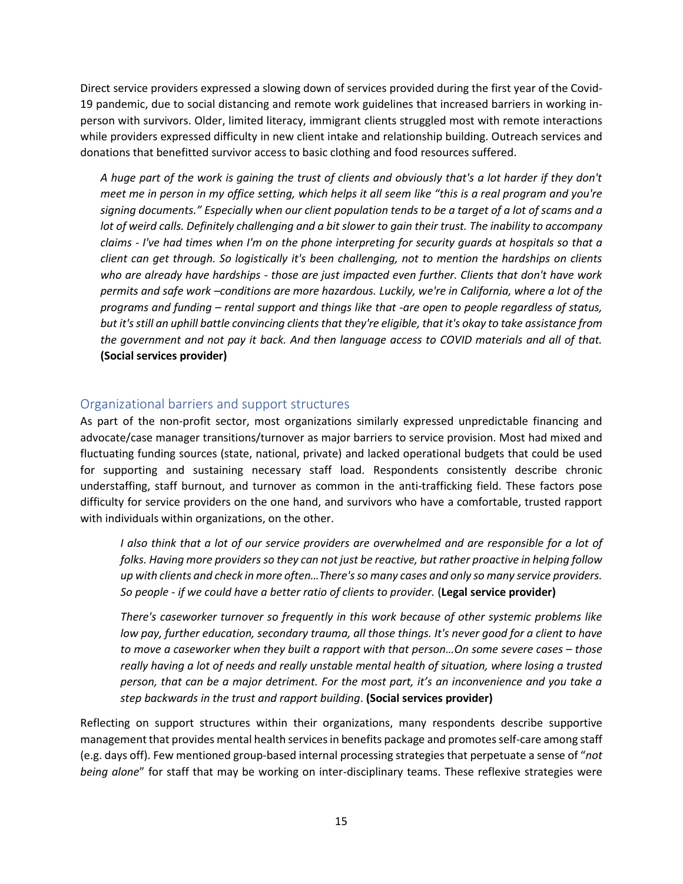Direct service providers expressed a slowing down of services provided during the first year of the Covid-19 pandemic, due to social distancing and remote work guidelines that increased barriers in working in-person with survivors. Older, limited literacy, immigrant clients struggled most with remote interactions while providers expressed difficulty in new client intake and relationship building. Outreach services and donations that benefitted survivor access to basic clothing and food resources suffered.

> *A huge part of the work is gaining the trust of clients and obviously that's a lot harder if they don't meet me in person in my office setting, which helps it all seem like "this is a real program and you're signing documents." Especially when our client population tends to be a target of a lot of scams and a lot of weird calls. Definitely challenging and a bit slower to gain their trust. The inability to accompany claims - I've had times when I'm on the phone interpreting for security guards at hospitals so that a client can get through. So logistically it's been challenging, not to mention the hardships on clients who are already have hardships - those are just impacted even further. Clients that don't have work permits and safe work –conditions are more hazardous. Luckily, we're in California, where a lot of the programs and funding – rental support and things like that -are open to people regardless of status, but it's still an uphill battle convincing clients that they're eligible, that it's okay to take assistance from the government and not pay it back. And then language access to COVID materials and all of that.* **(Social services provider)**

## Organizational barriers and support structures

As part of the non-profit sector, most organizations similarly expressed unpredictable financing and advocate/case manager transitions/turnover as major barriers to service provision. Most had mixed and fluctuating funding sources (state, national, private) and lacked operational budgets that could be used for supporting and sustaining necessary staff load. Respondents consistently describe chronic understaffing, staff burnout, and turnover as common in the anti-trafficking field. These factors pose difficulty for service providers on the one hand, and survivors who have a comfortable, trusted rapport with individuals within organizations, on the other.

> *I also think that a lot of our service providers are overwhelmed and are responsible for a lot of folks. Having more providers so they can not just be reactive, but rather proactive in helping follow up with clients and check in more often…There's so many cases and only so many service providers. So people - if we could have a better ratio of clients to provider.* (**Legal service provider)**

> *There's caseworker turnover so frequently in this work because of other systemic problems like low pay, further education, secondary trauma, all those things. It's never good for a client to have to move a caseworker when they built a rapport with that person…On some severe cases – those really having a lot of needs and really unstable mental health of situation, where losing a trusted person, that can be a major detriment. For the most part, it's an inconvenience and you take a step backwards in the trust and rapport building*. **(Social services provider)**

Reflecting on support structures within their organizations, many respondents describe supportive management that provides mental health services in benefits package and promotes self-care among staff (e.g. days off). Few mentioned group-based internal processing strategies that perpetuate a sense of "*not being alone*" for staff that may be working on inter-disciplinary teams. These reflexive strategies were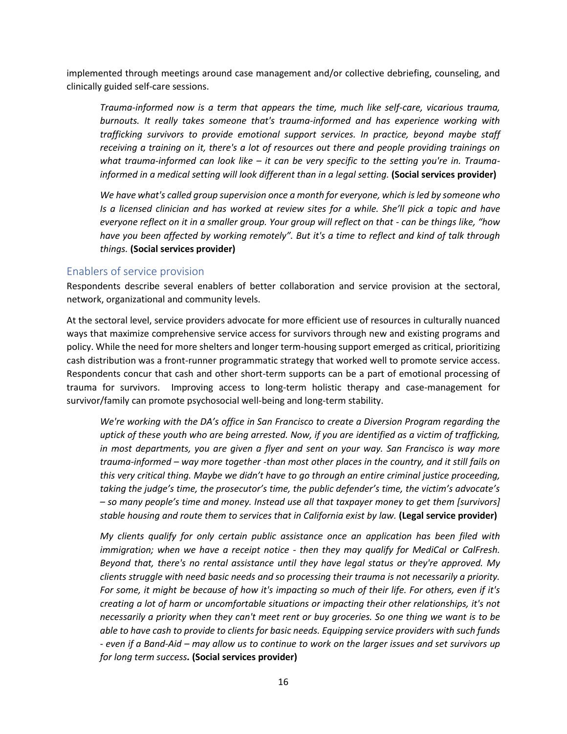implemented through meetings around case management and/or collective debriefing, counseling, and clinically guided self-care sessions.

> *Trauma-informed now is a term that appears the time, much like self-care, vicarious trauma, burnouts. It really takes someone that's trauma-informed and has experience working with trafficking survivors to provide emotional support services. In practice, beyond maybe staff receiving a training on it, there's a lot of resources out there and people providing trainings on what trauma-informed can look like – it can be very specific to the setting you're in. Trauma-informed in a medical setting will look different than in a legal setting.* **(Social services provider)**

> *We have what's called group supervision once a month for everyone, which is led by someone who Is a licensed clinician and has worked at review sites for a while. She'll pick a topic and have everyone reflect on it in a smaller group. Your group will reflect on that - can be things like, "how have you been affected by working remotely". But it's a time to reflect and kind of talk through things.* **(Social services provider)**

## Enablers of service provision

Respondents describe several enablers of better collaboration and service provision at the sectoral, network, organizational and community levels.

At the sectoral level, service providers advocate for more efficient use of resources in culturally nuanced ways that maximize comprehensive service access for survivors through new and existing programs and policy. While the need for more shelters and longer term-housing support emerged as critical, prioritizing cash distribution was a front-runner programmatic strategy that worked well to promote service access. Respondents concur that cash and other short-term supports can be a part of emotional processing of trauma for survivors. Improving access to long-term holistic therapy and case-management for survivor/family can promote psychosocial well-being and long-term stability.

> *We're working with the DA's office in San Francisco to create a Diversion Program regarding the uptick of these youth who are being arrested. Now, if you are identified as a victim of trafficking, in most departments, you are given a flyer and sent on your way. San Francisco is way more trauma-informed – way more together -than most other places in the country, and it still fails on this very critical thing. Maybe we didn't have to go through an entire criminal justice proceeding, taking the judge's time, the prosecutor's time, the public defender's time, the victim's advocate's – so many people's time and money. Instead use all that taxpayer money to get them [survivors] stable housing and route them to services that in California exist by law.* **(Legal service provider)**

> *My clients qualify for only certain public assistance once an application has been filed with immigration; when we have a receipt notice - then they may qualify for MediCal or CalFresh. Beyond that, there's no rental assistance until they have legal status or they're approved. My clients struggle with need basic needs and so processing their trauma is not necessarily a priority. For some, it might be because of how it's impacting so much of their life. For others, even if it's creating a lot of harm or uncomfortable situations or impacting their other relationships, it's not necessarily a priority when they can't meet rent or buy groceries. So one thing we want is to be able to have cash to provide to clients for basic needs. Equipping service providers with such funds - even if a Band-Aid – may allow us to continue to work on the larger issues and set survivors up for long term success.* **(Social services provider)**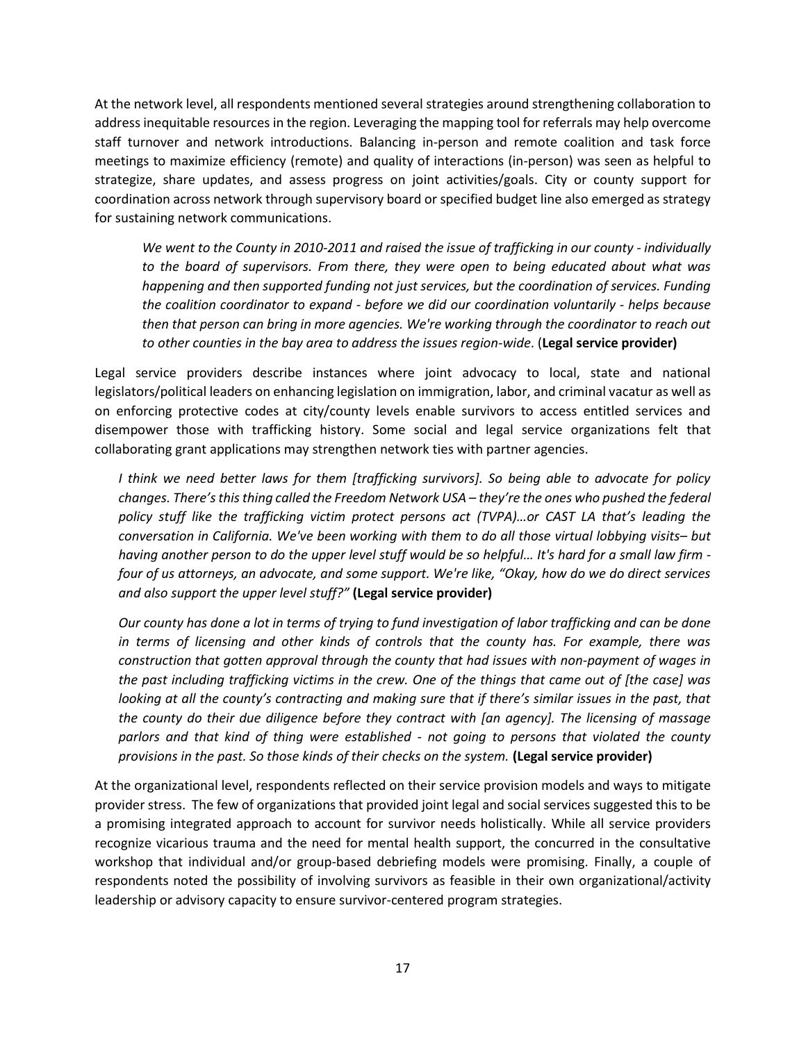At the network level, all respondents mentioned several strategies around strengthening collaboration to address inequitable resources in the region. Leveraging the mapping tool for referrals may help overcome staff turnover and network introductions. Balancing in-person and remote coalition and task force meetings to maximize efficiency (remote) and quality of interactions (in-person) was seen as helpful to strategize, share updates, and assess progress on joint activities/goals. City or county support for coordination across network through supervisory board or specified budget line also emerged as strategy for sustaining network communications.

> *We went to the County in 2010-2011 and raised the issue of trafficking in our county - individually to the board of supervisors. From there, they were open to being educated about what was happening and then supported funding not just services, but the coordination of services. Funding the coalition coordinator to expand - before we did our coordination voluntarily - helps because then that person can bring in more agencies. We're working through the coordinator to reach out to other counties in the bay area to address the issues region-wide*. (**Legal service provider)**

Legal service providers describe instances where joint advocacy to local, state and national legislators/political leaders on enhancing legislation on immigration, labor, and criminal vacatur as well as on enforcing protective codes at city/county levels enable survivors to access entitled services and disempower those with trafficking history. Some social and legal service organizations felt that collaborating grant applications may strengthen network ties with partner agencies.

> *I think we need better laws for them [trafficking survivors]. So being able to advocate for policy changes. There's this thing called the Freedom Network USA – they're the ones who pushed the federal policy stuff like the trafficking victim protect persons act (TVPA)…or CAST LA that's leading the conversation in California. We've been working with them to do all those virtual lobbying visits– but having another person to do the upper level stuff would be so helpful… It's hard for a small law firm - four of us attorneys, an advocate, and some support. We're like, "Okay, how do we do direct services and also support the upper level stuff?"* **(Legal service provider)**

> *Our county has done a lot in terms of trying to fund investigation of labor trafficking and can be done in terms of licensing and other kinds of controls that the county has. For example, there was construction that gotten approval through the county that had issues with non-payment of wages in the past including trafficking victims in the crew. One of the things that came out of [the case] was looking at all the county's contracting and making sure that if there's similar issues in the past, that the county do their due diligence before they contract with [an agency]. The licensing of massage parlors and that kind of thing were established - not going to persons that violated the county provisions in the past. So those kinds of their checks on the system.* **(Legal service provider)**

At the organizational level, respondents reflected on their service provision models and ways to mitigate provider stress. The few of organizations that provided joint legal and social services suggested this to be a promising integrated approach to account for survivor needs holistically. While all service providers recognize vicarious trauma and the need for mental health support, the concurred in the consultative workshop that individual and/or group-based debriefing models were promising. Finally, a couple of respondents noted the possibility of involving survivors as feasible in their own organizational/activity leadership or advisory capacity to ensure survivor-centered program strategies.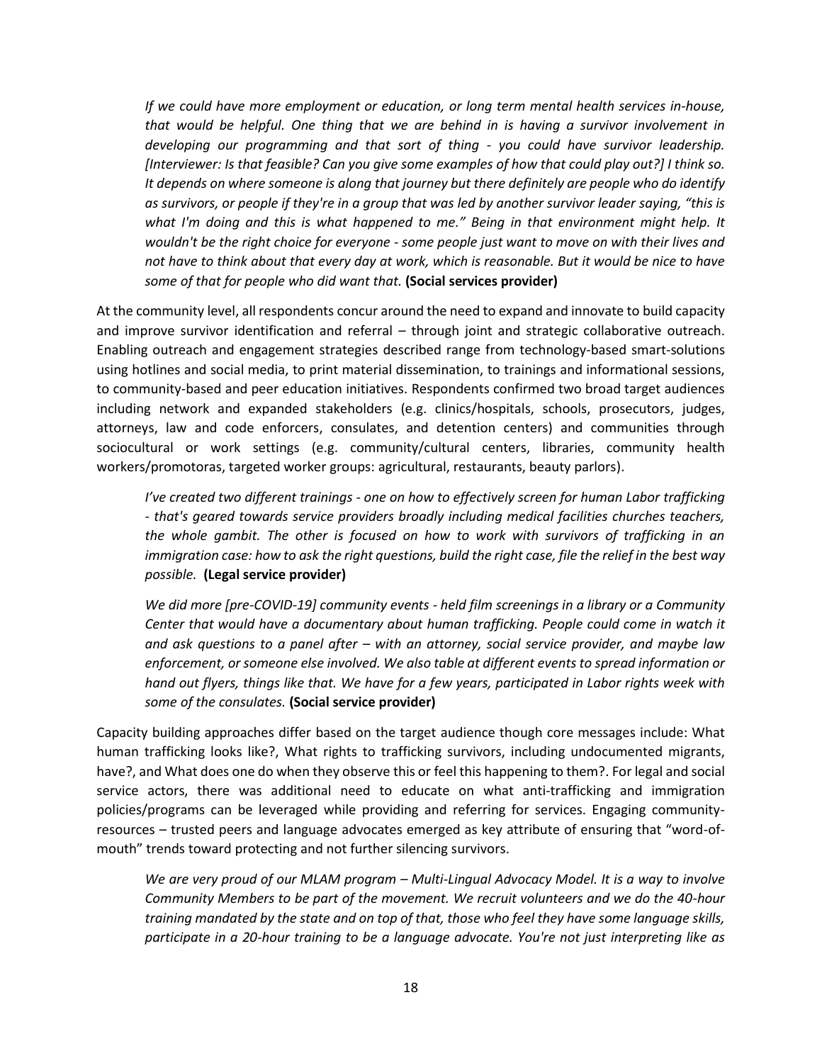*If we could have more employment or education, or long term mental health services in-house, that would be helpful. One thing that we are behind in is having a survivor involvement in developing our programming and that sort of thing - you could have survivor leadership. [Interviewer: Is that feasible? Can you give some examples of how that could play out?] I think so. It depends on where someone is along that journey but there definitely are people who do identify as survivors, or people if they're in a group that was led by another survivor leader saying, "this is what I'm doing and this is what happened to me." Being in that environment might help. It wouldn't be the right choice for everyone - some people just want to move on with their lives and not have to think about that every day at work, which is reasonable. But it would be nice to have some of that for people who did want that.* **(Social services provider)**

At the community level, all respondents concur around the need to expand and innovate to build capacity and improve survivor identification and referral – through joint and strategic collaborative outreach. Enabling outreach and engagement strategies described range from technology-based smart-solutions using hotlines and social media, to print material dissemination, to trainings and informational sessions, to community-based and peer education initiatives. Respondents confirmed two broad target audiences including network and expanded stakeholders (e.g. clinics/hospitals, schools, prosecutors, judges, attorneys, law and code enforcers, consulates, and detention centers) and communities through sociocultural or work settings (e.g. community/cultural centers, libraries, community health workers/promotoras, targeted worker groups: agricultural, restaurants, beauty parlors).

*I've created two different trainings - one on how to effectively screen for human Labor trafficking - that's geared towards service providers broadly including medical facilities churches teachers, the whole gambit. The other is focused on how to work with survivors of trafficking in an immigration case: how to ask the right questions, build the right case, file the relief in the best way possible.* **(Legal service provider)**

*We did more [pre-COVID-19] community events - held film screenings in a library or a Community Center that would have a documentary about human trafficking. People could come in watch it and ask questions to a panel after – with an attorney, social service provider, and maybe law enforcement, or someone else involved. We also table at different events to spread information or hand out flyers, things like that. We have for a few years, participated in Labor rights week with some of the consulates.* **(Social service provider)**

Capacity building approaches differ based on the target audience though core messages include: What human trafficking looks like?, What rights to trafficking survivors, including undocumented migrants, have?, and What does one do when they observe this or feel this happening to them?. For legal and social service actors, there was additional need to educate on what anti-trafficking and immigration policies/programs can be leveraged while providing and referring for services. Engaging community-resources – trusted peers and language advocates emerged as key attribute of ensuring that "word-of-mouth" trends toward protecting and not further silencing survivors.

*We are very proud of our MLAM program – Multi-Lingual Advocacy Model. It is a way to involve Community Members to be part of the movement. We recruit volunteers and we do the 40-hour training mandated by the state and on top of that, those who feel they have some language skills, participate in a 20-hour training to be a language advocate. You're not just interpreting like as*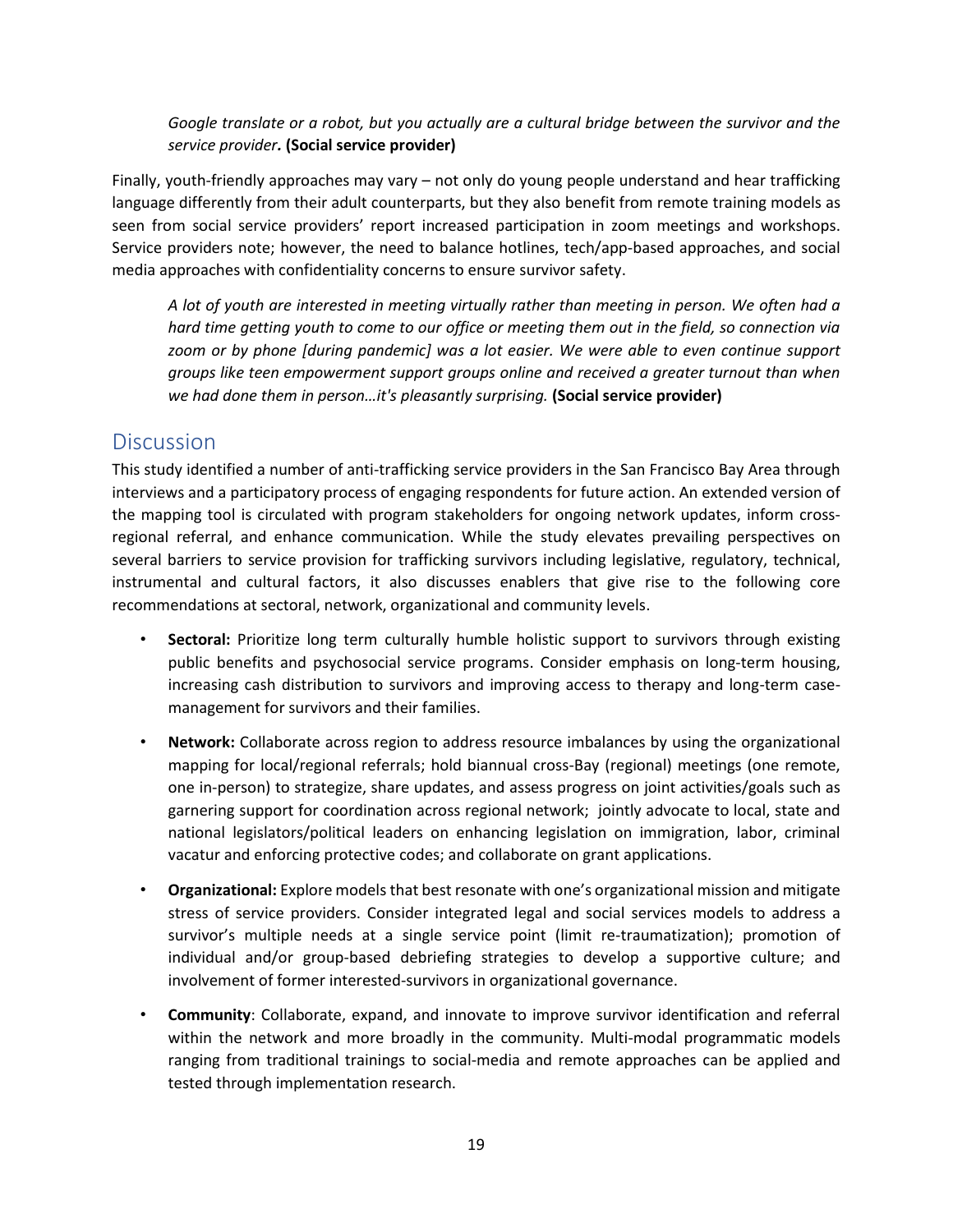*Google translate or a robot, but you actually are a cultural bridge between the survivor and the service provider.* **(Social service provider)**

Finally, youth-friendly approaches may vary – not only do young people understand and hear trafficking language differently from their adult counterparts, but they also benefit from remote training models as seen from social service providers' report increased participation in zoom meetings and workshops. Service providers note; however, the need to balance hotlines, tech/app-based approaches, and social media approaches with confidentiality concerns to ensure survivor safety.

> *A lot of youth are interested in meeting virtually rather than meeting in person. We often had a hard time getting youth to come to our office or meeting them out in the field, so connection via zoom or by phone [during pandemic] was a lot easier. We were able to even continue support groups like teen empowerment support groups online and received a greater turnout than when we had done them in person…it's pleasantly surprising.* **(Social service provider)**

## Discussion

This study identified a number of anti-trafficking service providers in the San Francisco Bay Area through interviews and a participatory process of engaging respondents for future action. An extended version of the mapping tool is circulated with program stakeholders for ongoing network updates, inform cross-regional referral, and enhance communication. While the study elevates prevailing perspectives on several barriers to service provision for trafficking survivors including legislative, regulatory, technical, instrumental and cultural factors, it also discusses enablers that give rise to the following core recommendations at sectoral, network, organizational and community levels.

- **Sectoral:** Prioritize long term culturally humble holistic support to survivors through existing public benefits and psychosocial service programs. Consider emphasis on long-term housing, increasing cash distribution to survivors and improving access to therapy and long-term case-management for survivors and their families.
- **Network:** Collaborate across region to address resource imbalances by using the organizational mapping for local/regional referrals; hold biannual cross-Bay (regional) meetings (one remote, one in-person) to strategize, share updates, and assess progress on joint activities/goals such as garnering support for coordination across regional network; jointly advocate to local, state and national legislators/political leaders on enhancing legislation on immigration, labor, criminal vacatur and enforcing protective codes; and collaborate on grant applications.
- **Organizational:** Explore models that best resonate with one's organizational mission and mitigate stress of service providers. Consider integrated legal and social services models to address a survivor's multiple needs at a single service point (limit re-traumatization); promotion of individual and/or group-based debriefing strategies to develop a supportive culture; and involvement of former interested-survivors in organizational governance.
- **Community**: Collaborate, expand, and innovate to improve survivor identification and referral within the network and more broadly in the community. Multi-modal programmatic models ranging from traditional trainings to social-media and remote approaches can be applied and tested through implementation research.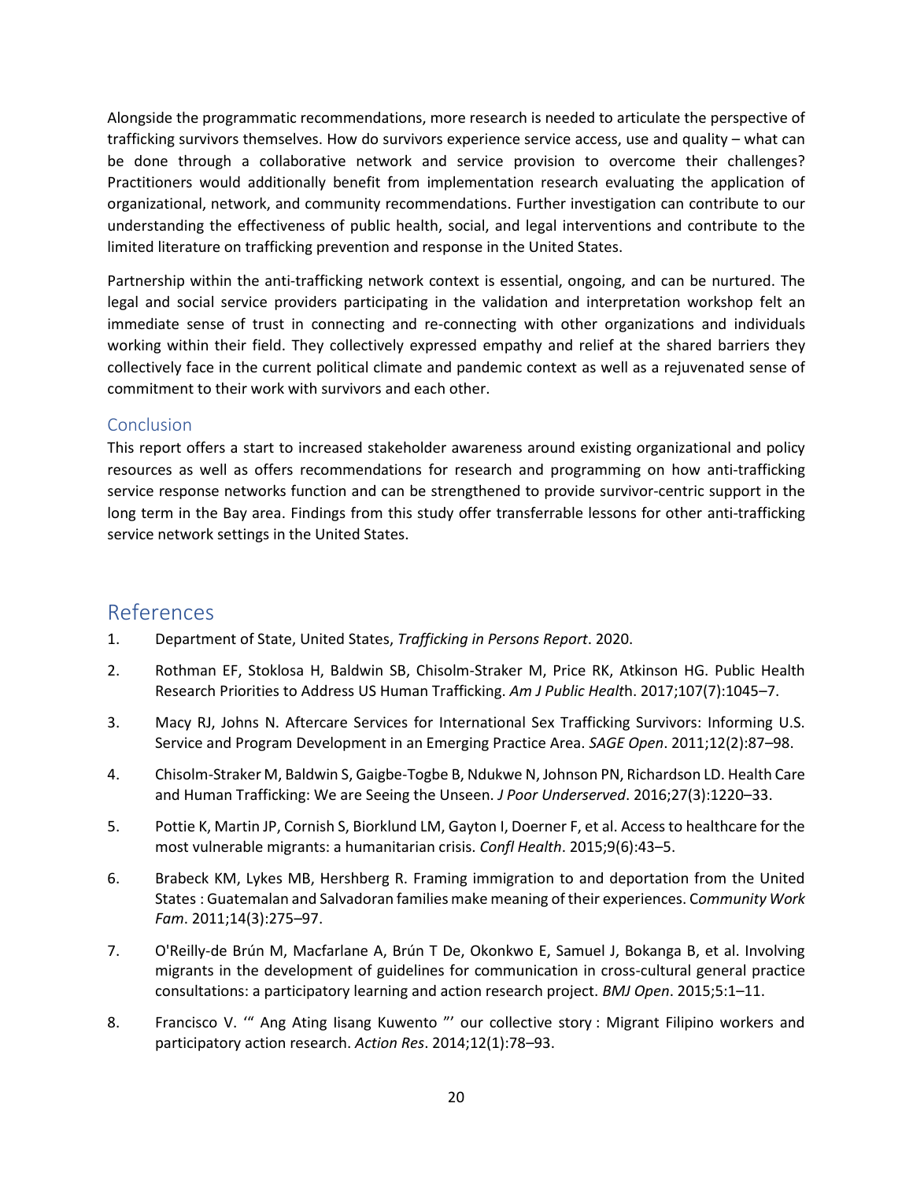Alongside the programmatic recommendations, more research is needed to articulate the perspective of trafficking survivors themselves. How do survivors experience service access, use and quality – what can be done through a collaborative network and service provision to overcome their challenges? Practitioners would additionally benefit from implementation research evaluating the application of organizational, network, and community recommendations. Further investigation can contribute to our understanding the effectiveness of public health, social, and legal interventions and contribute to the limited literature on trafficking prevention and response in the United States.

Partnership within the anti-trafficking network context is essential, ongoing, and can be nurtured. The legal and social service providers participating in the validation and interpretation workshop felt an immediate sense of trust in connecting and re-connecting with other organizations and individuals working within their field. They collectively expressed empathy and relief at the shared barriers they collectively face in the current political climate and pandemic context as well as a rejuvenated sense of commitment to their work with survivors and each other.

## Conclusion

This report offers a start to increased stakeholder awareness around existing organizational and policy resources as well as offers recommendations for research and programming on how anti-trafficking service response networks function and can be strengthened to provide survivor-centric support in the long term in the Bay area. Findings from this study offer transferrable lessons for other anti-trafficking service network settings in the United States.

# References

1. Department of State, United States, *Trafficking in Persons Report*. 2020.
2. Rothman EF, Stoklosa H, Baldwin SB, Chisolm-Straker M, Price RK, Atkinson HG. Public Health Research Priorities to Address US Human Trafficking. *Am J Public Healt*h. 2017;107(7):1045–7.
3. Macy RJ, Johns N. Aftercare Services for International Sex Trafficking Survivors: Informing U.S. Service and Program Development in an Emerging Practice Area. *SAGE Open*. 2011;12(2):87–98.
4. Chisolm-Straker M, Baldwin S, Gaigbe-Togbe B, Ndukwe N, Johnson PN, Richardson LD. Health Care and Human Trafficking: We are Seeing the Unseen. *J Poor Underserved*. 2016;27(3):1220–33.
5. Pottie K, Martin JP, Cornish S, Biorklund LM, Gayton I, Doerner F, et al. Access to healthcare for the most vulnerable migrants: a humanitarian crisis. *Confl Health*. 2015;9(6):43–5.
6. Brabeck KM, Lykes MB, Hershberg R. Framing immigration to and deportation from the United States : Guatemalan and Salvadoran families make meaning of their experiences. C*ommunity Work Fam*. 2011;14(3):275–97.
7. O'Reilly-de Brún M, Macfarlane A, Brún T De, Okonkwo E, Samuel J, Bokanga B, et al. Involving migrants in the development of guidelines for communication in cross-cultural general practice consultations: a participatory learning and action research project. *BMJ Open*. 2015;5:1–11.
8. Francisco V. '" Ang Ating Iisang Kuwento "' our collective story : Migrant Filipino workers and participatory action research. *Action Res*. 2014;12(1):78–93.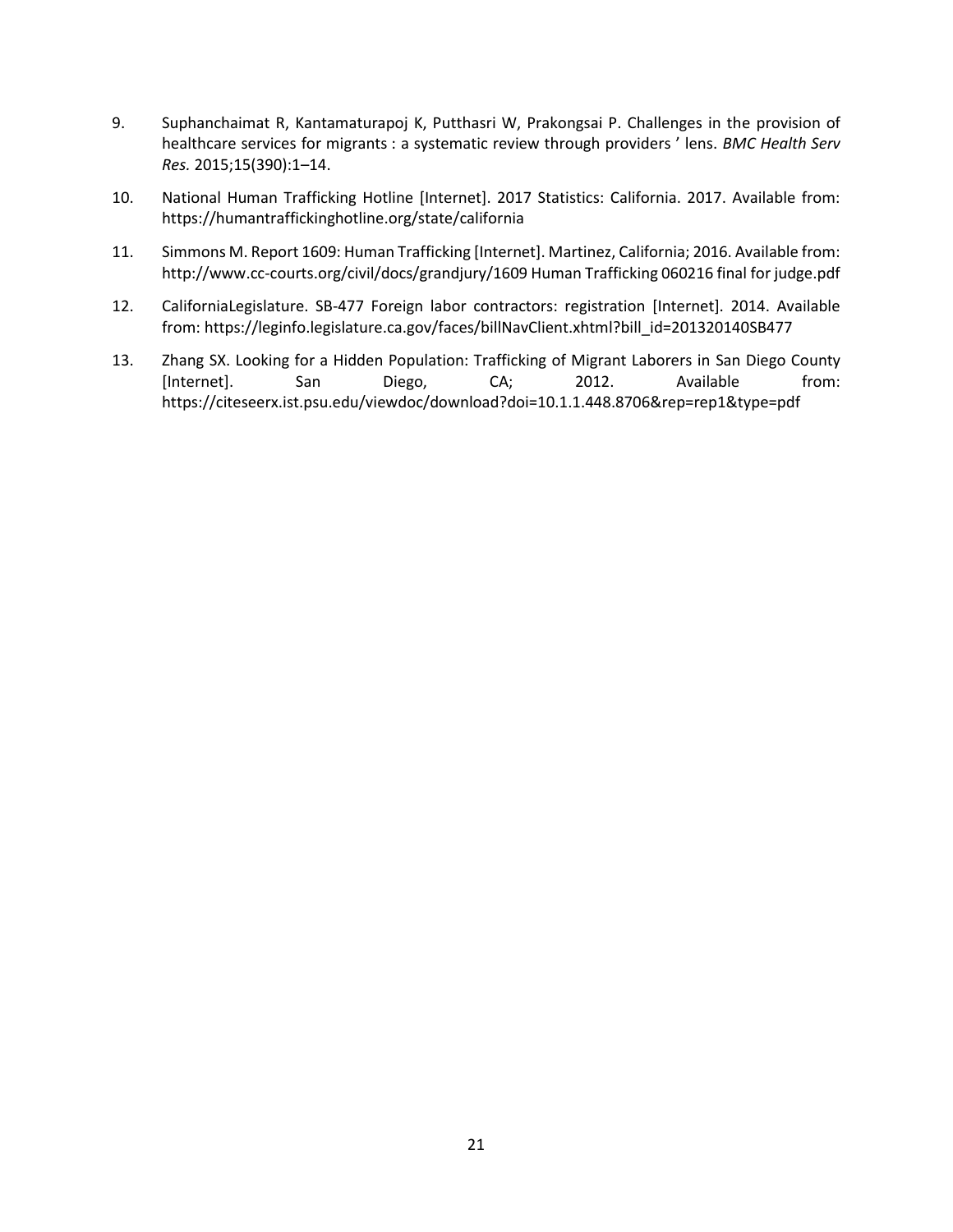9. Suphanchaimat R, Kantamaturapoj K, Putthasri W, Prakongsai P. Challenges in the provision of healthcare services for migrants : a systematic review through providers ' lens. *BMC Health Serv Res.* 2015;15(390):1–14.

10. National Human Trafficking Hotline [Internet]. 2017 Statistics: California. 2017. Available from: https://humantraffickinghotline.org/state/california

11. Simmons M. Report 1609: Human Trafficking [Internet]. Martinez, California; 2016. Available from: http://www.cc-courts.org/civil/docs/grandjury/1609 Human Trafficking 060216 final for judge.pdf

12. CaliforniaLegislature. SB-477 Foreign labor contractors: registration [Internet]. 2014. Available from: https://leginfo.legislature.ca.gov/faces/billNavClient.xhtml?bill_id=201320140SB477

13. Zhang SX. Looking for a Hidden Population: Trafficking of Migrant Laborers in San Diego County [Internet]. San Diego, CA; 2012. Available from: https://citeseerx.ist.psu.edu/viewdoc/download?doi=10.1.1.448.8706&rep=rep1&type=pdf